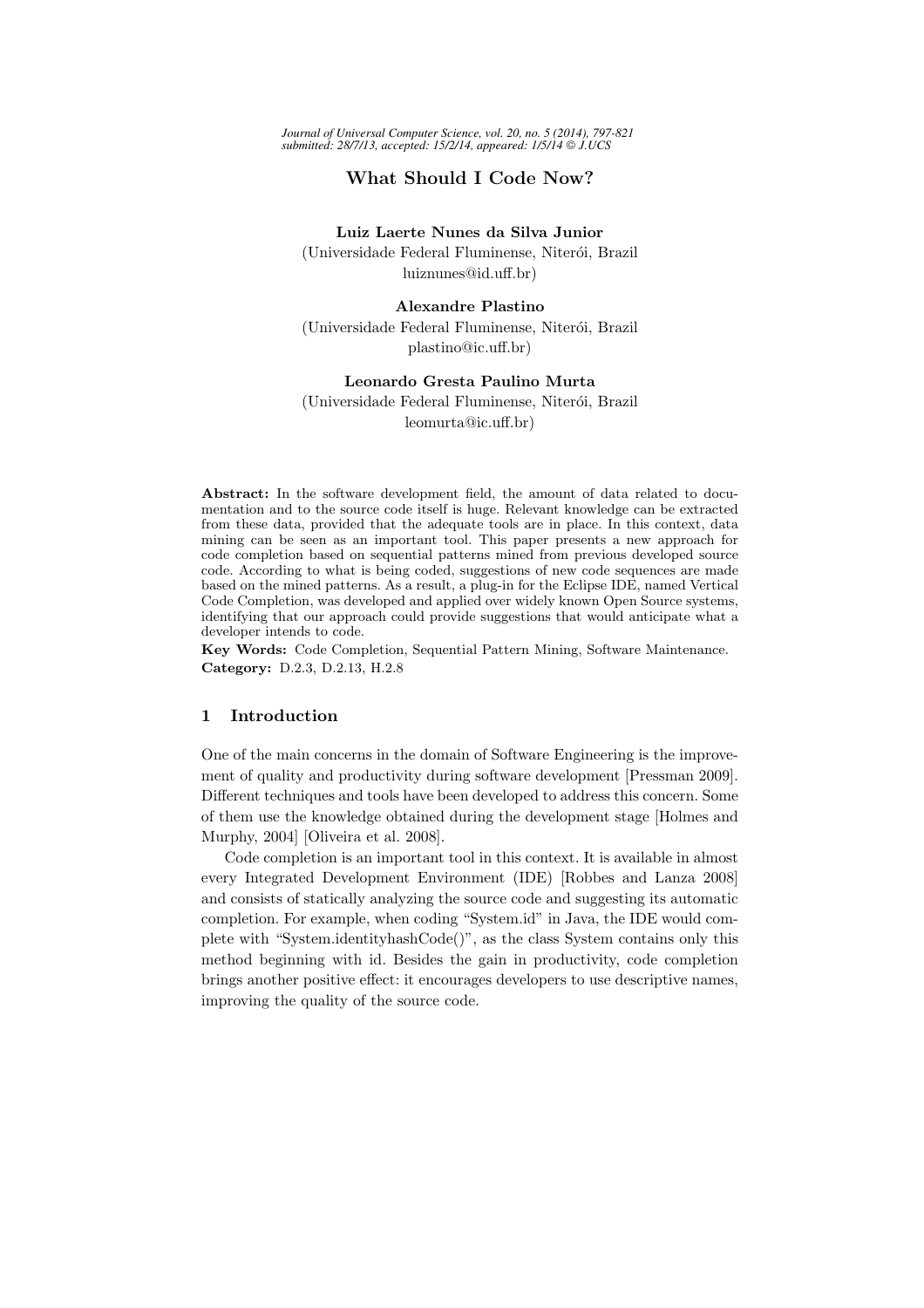# What Should I Code Now?

**Luiz Laerte Nunes da Silva Junior**
(Universidade Federal Fluminense, Niterói, Brazil
luiznunes@id.uff.br)

**Alexandre Plastino**
(Universidade Federal Fluminense, Niterói, Brazil
plastino@ic.uff.br)

**Leonardo Gresta Paulino Murta**
(Universidade Federal Fluminense, Niterói, Brazil
leomurta@ic.uff.br)

**Abstract:** In the software development field, the amount of data related to documentation and to the source code itself is huge. Relevant knowledge can be extracted from these data, provided that the adequate tools are in place. In this context, data mining can be seen as an important tool. This paper presents a new approach for code completion based on sequential patterns mined from previous developed source code. According to what is being coded, suggestions of new code sequences are made based on the mined patterns. As a result, a plug-in for the Eclipse IDE, named Vertical Code Completion, was developed and applied over widely known Open Source systems, identifying that our approach could provide suggestions that would anticipate what a developer intends to code.

**Key Words:** Code Completion, Sequential Pattern Mining, Software Maintenance.

**Category:** D.2.3, D.2.13, H.2.8

## 1 Introduction

One of the main concerns in the domain of Software Engineering is the improvement of quality and productivity during software development [Pressman 2009]. Different techniques and tools have been developed to address this concern. Some of them use the knowledge obtained during the development stage [Holmes and Murphy, 2004] [Oliveira et al. 2008].

Code completion is an important tool in this context. It is available in almost every Integrated Development Environment (IDE) [Robbes and Lanza 2008] and consists of statically analyzing the source code and suggesting its automatic completion. For example, when coding "System.id" in Java, the IDE would complete with "System.identityhashCode()", as the class System contains only this method beginning with id. Besides the gain in productivity, code completion brings another positive effect: it encourages developers to use descriptive names, improving the quality of the source code.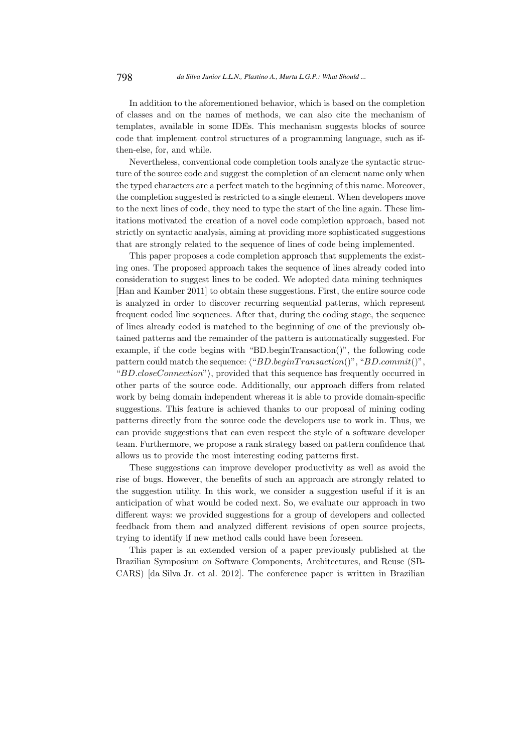In addition to the aforementioned behavior, which is based on the completion of classes and on the names of methods, we can also cite the mechanism of templates, available in some IDEs. This mechanism suggests blocks of source code that implement control structures of a programming language, such as if-then-else, for, and while.

Nevertheless, conventional code completion tools analyze the syntactic structure of the source code and suggest the completion of an element name only when the typed characters are a perfect match to the beginning of this name. Moreover, the completion suggested is restricted to a single element. When developers move to the next lines of code, they need to type the start of the line again. These limitations motivated the creation of a novel code completion approach, based not strictly on syntactic analysis, aiming at providing more sophisticated suggestions that are strongly related to the sequence of lines of code being implemented.

This paper proposes a code completion approach that supplements the existing ones. The proposed approach takes the sequence of lines already coded into consideration to suggest lines to be coded. We adopted data mining techniques [Han and Kamber 2011] to obtain these suggestions. First, the entire source code is analyzed in order to discover recurring sequential patterns, which represent frequent coded line sequences. After that, during the coding stage, the sequence of lines already coded is matched to the beginning of one of the previously obtained patterns and the remainder of the pattern is automatically suggested. For example, if the code begins with "BD.beginTransaction()", the following code pattern could match the sequence: $\langle$"$BD.beginTransaction()$", "$BD.commit()$", "$BD.closeConnection$"$\rangle$, provided that this sequence has frequently occurred in other parts of the source code. Additionally, our approach differs from related work by being domain independent whereas it is able to provide domain-specific suggestions. This feature is achieved thanks to our proposal of mining coding patterns directly from the source code the developers use to work in. Thus, we can provide suggestions that can even respect the style of a software developer team. Furthermore, we propose a rank strategy based on pattern confidence that allows us to provide the most interesting coding patterns first.

These suggestions can improve developer productivity as well as avoid the rise of bugs. However, the benefits of such an approach are strongly related to the suggestion utility. In this work, we consider a suggestion useful if it is an anticipation of what would be coded next. So, we evaluate our approach in two different ways: we provided suggestions for a group of developers and collected feedback from them and analyzed different revisions of open source projects, trying to identify if new method calls could have been foreseen.

This paper is an extended version of a paper previously published at the Brazilian Symposium on Software Components, Architectures, and Reuse (SBCARS) [da Silva Jr. et al. 2012]. The conference paper is written in Brazilian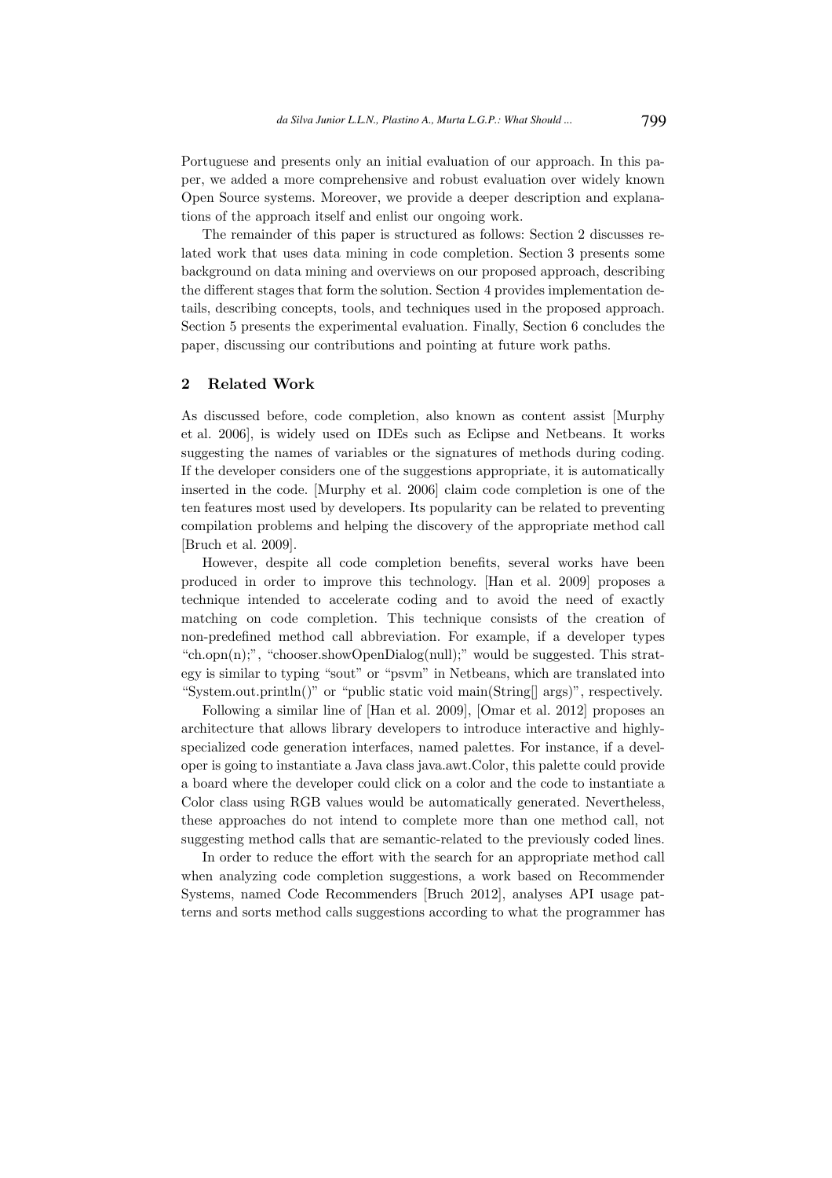Portuguese and presents only an initial evaluation of our approach. In this paper, we added a more comprehensive and robust evaluation over widely known Open Source systems. Moreover, we provide a deeper description and explanations of the approach itself and enlist our ongoing work.

The remainder of this paper is structured as follows: Section 2 discusses related work that uses data mining in code completion. Section 3 presents some background on data mining and overviews on our proposed approach, describing the different stages that form the solution. Section 4 provides implementation details, describing concepts, tools, and techniques used in the proposed approach. Section 5 presents the experimental evaluation. Finally, Section 6 concludes the paper, discussing our contributions and pointing at future work paths.

## 2 Related Work

As discussed before, code completion, also known as content assist [Murphy et al. 2006], is widely used on IDEs such as Eclipse and Netbeans. It works suggesting the names of variables or the signatures of methods during coding. If the developer considers one of the suggestions appropriate, it is automatically inserted in the code. [Murphy et al. 2006] claim code completion is one of the ten features most used by developers. Its popularity can be related to preventing compilation problems and helping the discovery of the appropriate method call [Bruch et al. 2009].

However, despite all code completion benefits, several works have been produced in order to improve this technology. [Han et al. 2009] proposes a technique intended to accelerate coding and to avoid the need of exactly matching on code completion. This technique consists of the creation of non-predefined method call abbreviation. For example, if a developer types "ch.opn(n);", "chooser.showOpenDialog(null);" would be suggested. This strategy is similar to typing "sout" or "psvm" in Netbeans, which are translated into "System.out.println()" or "public static void main(String[] args)", respectively.

Following a similar line of [Han et al. 2009], [Omar et al. 2012] proposes an architecture that allows library developers to introduce interactive and highly-specialized code generation interfaces, named palettes. For instance, if a developer is going to instantiate a Java class java.awt.Color, this palette could provide a board where the developer could click on a color and the code to instantiate a Color class using RGB values would be automatically generated. Nevertheless, these approaches do not intend to complete more than one method call, not suggesting method calls that are semantic-related to the previously coded lines.

In order to reduce the effort with the search for an appropriate method call when analyzing code completion suggestions, a work based on Recommender Systems, named Code Recommenders [Bruch 2012], analyses API usage patterns and sorts method calls suggestions according to what the programmer has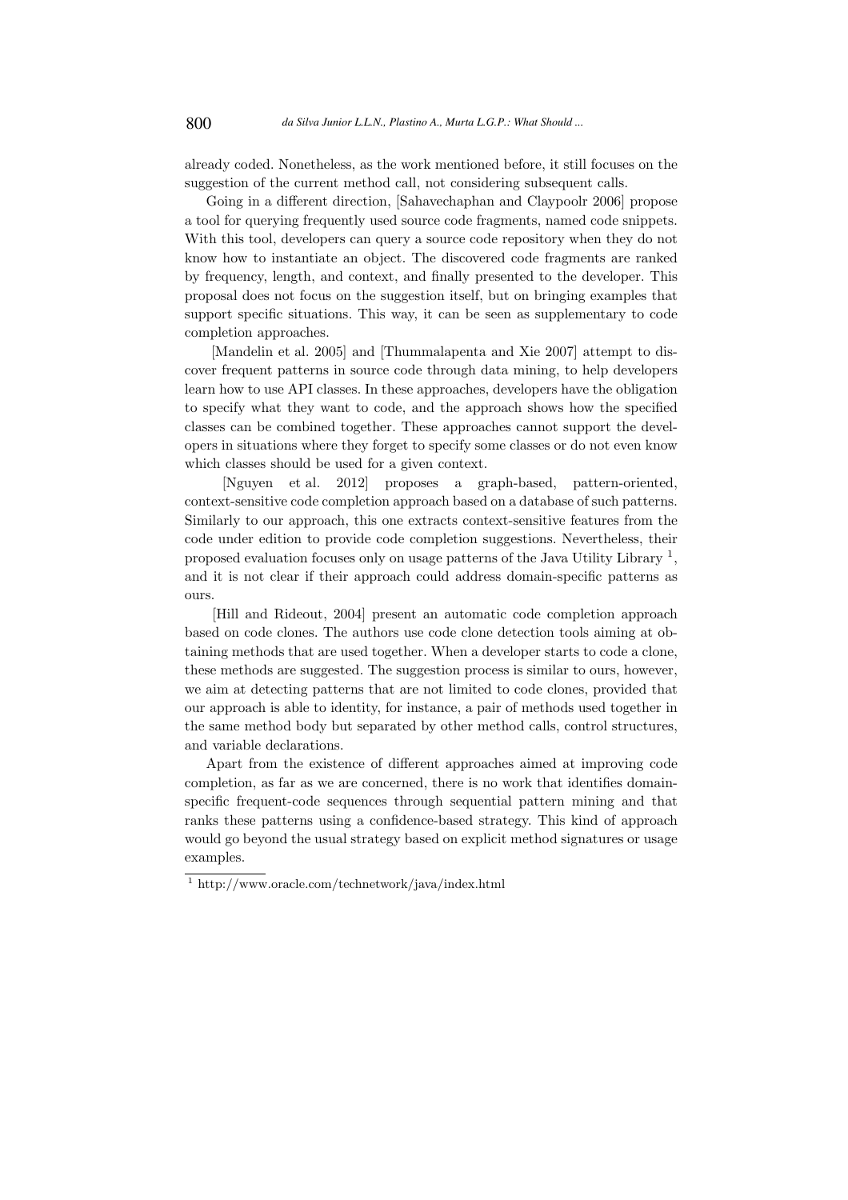already coded. Nonetheless, as the work mentioned before, it still focuses on the suggestion of the current method call, not considering subsequent calls.

Going in a different direction, [Sahavechaphan and Claypoolr 2006] propose a tool for querying frequently used source code fragments, named code snippets. With this tool, developers can query a source code repository when they do not know how to instantiate an object. The discovered code fragments are ranked by frequency, length, and context, and finally presented to the developer. This proposal does not focus on the suggestion itself, but on bringing examples that support specific situations. This way, it can be seen as supplementary to code completion approaches.

[Mandelin et al. 2005] and [Thummalapenta and Xie 2007] attempt to discover frequent patterns in source code through data mining, to help developers learn how to use API classes. In these approaches, developers have the obligation to specify what they want to code, and the approach shows how the specified classes can be combined together. These approaches cannot support the developers in situations where they forget to specify some classes or do not even know which classes should be used for a given context.

[Nguyen et al. 2012] proposes a graph-based, pattern-oriented, context-sensitive code completion approach based on a database of such patterns. Similarly to our approach, this one extracts context-sensitive features from the code under edition to provide code completion suggestions. Nevertheless, their proposed evaluation focuses only on usage patterns of the Java Utility Library [1], and it is not clear if their approach could address domain-specific patterns as ours.

[Hill and Rideout, 2004] present an automatic code completion approach based on code clones. The authors use code clone detection tools aiming at obtaining methods that are used together. When a developer starts to code a clone, these methods are suggested. The suggestion process is similar to ours, however, we aim at detecting patterns that are not limited to code clones, provided that our approach is able to identity, for instance, a pair of methods used together in the same method body but separated by other method calls, control structures, and variable declarations.

Apart from the existence of different approaches aimed at improving code completion, as far as we are concerned, there is no work that identifies domain-specific frequent-code sequences through sequential pattern mining and that ranks these patterns using a confidence-based strategy. This kind of approach would go beyond the usual strategy based on explicit method signatures or usage examples.

[1] http://www.oracle.com/technetwork/java/index.html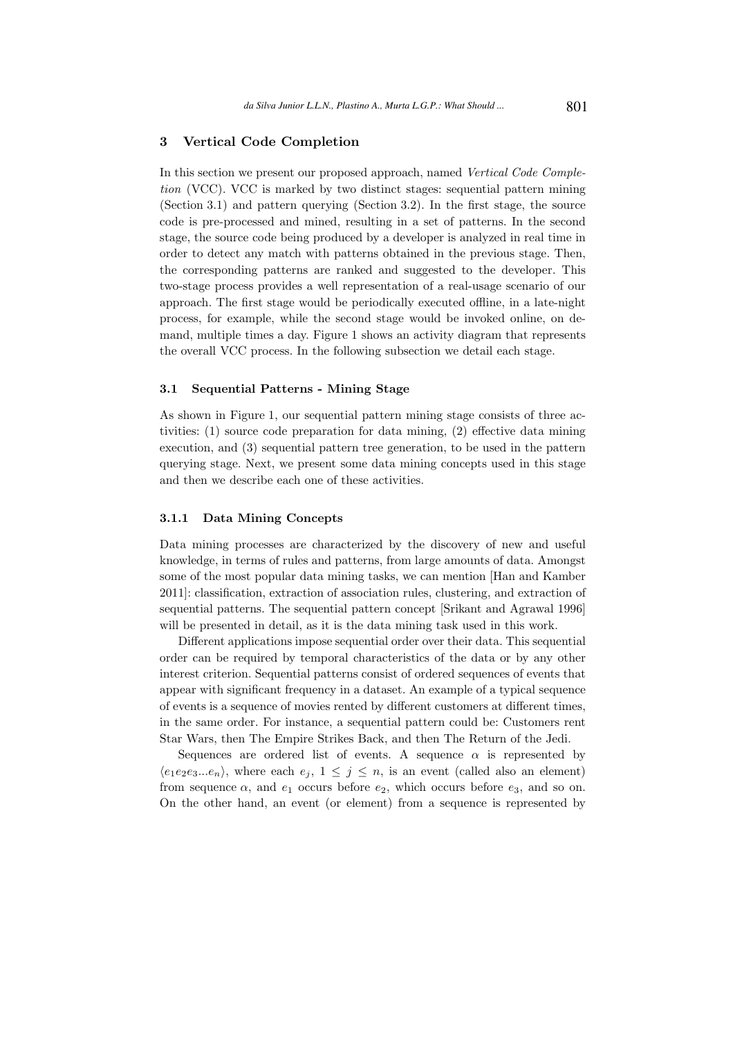## 3 Vertical Code Completion

In this section we present our proposed approach, named *Vertical Code Completion* (VCC). VCC is marked by two distinct stages: sequential pattern mining (Section 3.1) and pattern querying (Section 3.2). In the first stage, the source code is pre-processed and mined, resulting in a set of patterns. In the second stage, the source code being produced by a developer is analyzed in real time in order to detect any match with patterns obtained in the previous stage. Then, the corresponding patterns are ranked and suggested to the developer. This two-stage process provides a well representation of a real-usage scenario of our approach. The first stage would be periodically executed offline, in a late-night process, for example, while the second stage would be invoked online, on demand, multiple times a day. Figure 1 shows an activity diagram that represents the overall VCC process. In the following subsection we detail each stage.

### 3.1 Sequential Patterns - Mining Stage

As shown in Figure 1, our sequential pattern mining stage consists of three activities: (1) source code preparation for data mining, (2) effective data mining execution, and (3) sequential pattern tree generation, to be used in the pattern querying stage. Next, we present some data mining concepts used in this stage and then we describe each one of these activities.

#### 3.1.1 Data Mining Concepts

Data mining processes are characterized by the discovery of new and useful knowledge, in terms of rules and patterns, from large amounts of data. Amongst some of the most popular data mining tasks, we can mention [Han and Kamber 2011]: classification, extraction of association rules, clustering, and extraction of sequential patterns. The sequential pattern concept [Srikant and Agrawal 1996] will be presented in detail, as it is the data mining task used in this work.

Different applications impose sequential order over their data. This sequential order can be required by temporal characteristics of the data or by any other interest criterion. Sequential patterns consist of ordered sequences of events that appear with significant frequency in a dataset. An example of a typical sequence of events is a sequence of movies rented by different customers at different times, in the same order. For instance, a sequential pattern could be: Customers rent Star Wars, then The Empire Strikes Back, and then The Return of the Jedi.

Sequences are ordered list of events. A sequence $\alpha$ is represented by $\langle e_1 e_2 e_3 ... e_n \rangle$, where each $e_j$, $1 \leq j \leq n$, is an event (called also an element) from sequence $\alpha$, and $e_1$ occurs before $e_2$, which occurs before $e_3$, and so on. On the other hand, an event (or element) from a sequence is represented by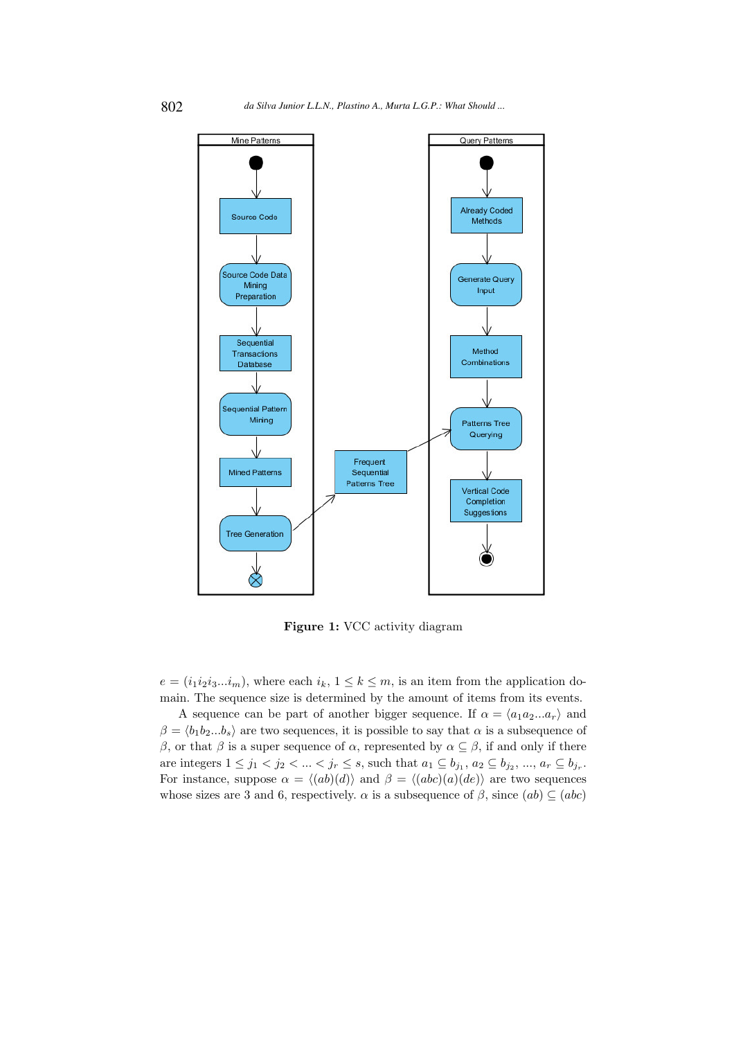Mine Patterns

Source Code

Source Code Data Mining Preparation

Sequential Transactions Database

Sequential Pattern Mining

Mined Patterns

Tree Generation

Frequent Sequential Patterns Tree

Query Patterns

Already Coded Methods

Generate Query Input

Method Combinations

Patterns Tree Querying

Vertical Code Completion Suggestions

**Figure 1:** VCC activity diagram

$e = (i_1 i_2 i_3 ... i_m)$, where each $i_k$, $1 \leq k \leq m$, is an item from the application domain. The sequence size is determined by the amount of items from its events.

A sequence can be part of another bigger sequence. If $\alpha = \langle a_1 a_2 ... a_r \rangle$ and $\beta = \langle b_1 b_2 ... b_s \rangle$ are two sequences, it is possible to say that $\alpha$ is a subsequence of $\beta$, or that $\beta$ is a super sequence of $\alpha$, represented by $\alpha \subseteq \beta$, if and only if there are integers $1 \leq j_1 < j_2 < ... < j_r \leq s$, such that $a_1 \subseteq b_{j_1}$, $a_2 \subseteq b_{j_2}$, ..., $a_r \subseteq b_{j_r}$. For instance, suppose $\alpha = \langle (ab)(d) \rangle$ and $\beta = \langle (abc)(a)(de) \rangle$ are two sequences whose sizes are 3 and 6, respectively. $\alpha$ is a subsequence of $\beta$, since $(ab) \subseteq (abc)$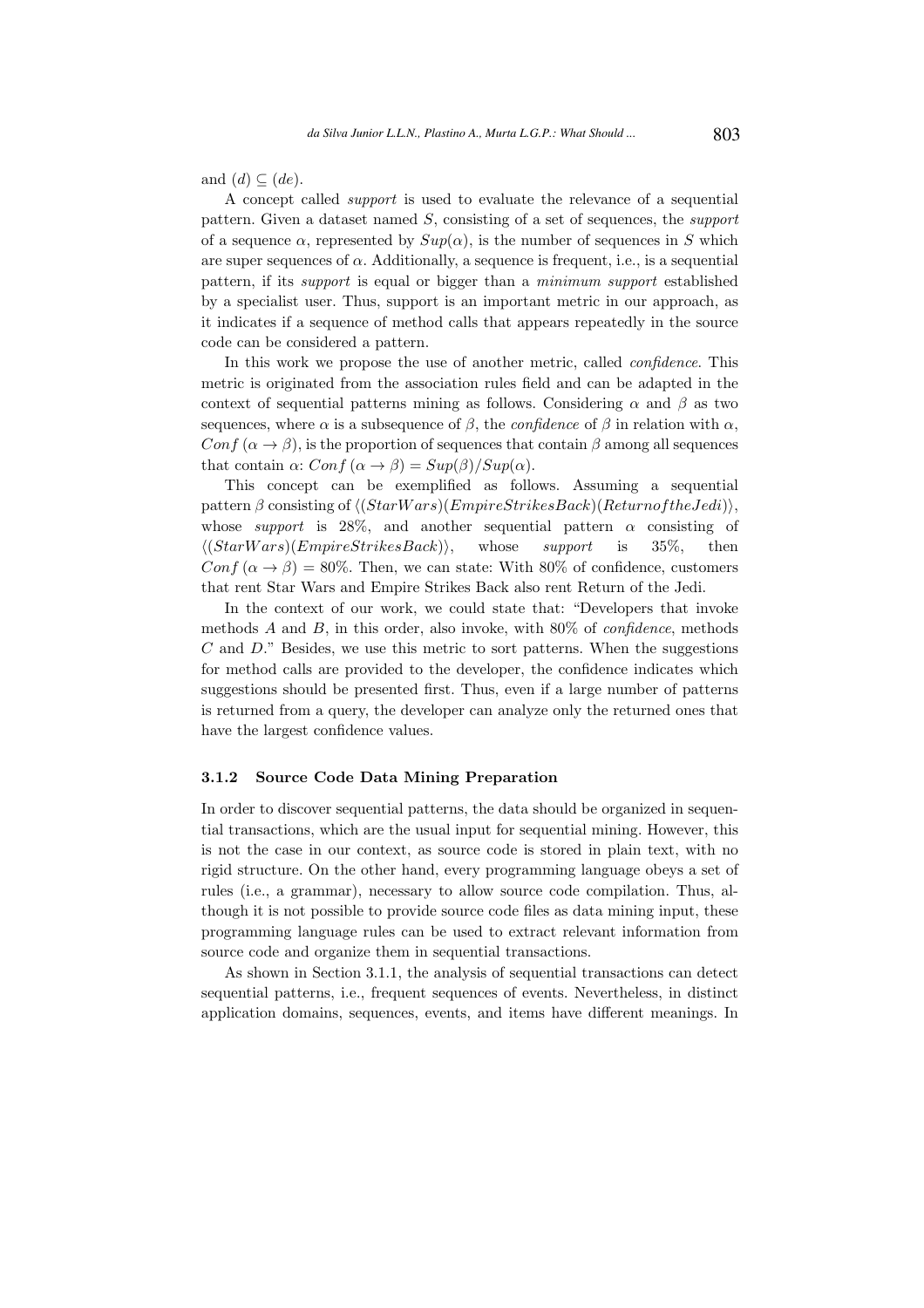and $(d) \subseteq (de)$.

A concept called *support* is used to evaluate the relevance of a sequential pattern. Given a dataset named $S$, consisting of a set of sequences, the *support* of a sequence $\alpha$, represented by $Sup(\alpha)$, is the number of sequences in $S$ which are super sequences of $\alpha$. Additionally, a sequence is frequent, i.e., is a sequential pattern, if its *support* is equal or bigger than a *minimum support* established by a specialist user. Thus, support is an important metric in our approach, as it indicates if a sequence of method calls that appears repeatedly in the source code can be considered a pattern.

In this work we propose the use of another metric, called *confidence*. This metric is originated from the association rules field and can be adapted in the context of sequential patterns mining as follows. Considering $\alpha$ and $\beta$ as two sequences, where $\alpha$ is a subsequence of $\beta$, the *confidence* of $\beta$ in relation with $\alpha$, $Conf\,(\alpha \rightarrow \beta)$, is the proportion of sequences that contain $\beta$ among all sequences that contain $\alpha$: $Conf\,(\alpha \rightarrow \beta) = Sup(\beta)/Sup(\alpha)$.

This concept can be exemplified as follows. Assuming a sequential pattern $\beta$ consisting of $\langle (StarWars)(EmpireStrikesBack)(ReturnoftheJedi) \rangle$, whose *support* is 28%, and another sequential pattern $\alpha$ consisting of $\langle (StarWars)(EmpireStrikesBack) \rangle$, whose *support* is 35%, then $Conf\,(\alpha \rightarrow \beta) = 80\%$. Then, we can state: With 80% of confidence, customers that rent Star Wars and Empire Strikes Back also rent Return of the Jedi.

In the context of our work, we could state that: "Developers that invoke methods $A$ and $B$, in this order, also invoke, with 80% of *confidence*, methods $C$ and $D$." Besides, we use this metric to sort patterns. When the suggestions for method calls are provided to the developer, the confidence indicates which suggestions should be presented first. Thus, even if a large number of patterns is returned from a query, the developer can analyze only the returned ones that have the largest confidence values.

### 3.1.2 Source Code Data Mining Preparation

In order to discover sequential patterns, the data should be organized in sequential transactions, which are the usual input for sequential mining. However, this is not the case in our context, as source code is stored in plain text, with no rigid structure. On the other hand, every programming language obeys a set of rules (i.e., a grammar), necessary to allow source code compilation. Thus, although it is not possible to provide source code files as data mining input, these programming language rules can be used to extract relevant information from source code and organize them in sequential transactions.

As shown in Section 3.1.1, the analysis of sequential transactions can detect sequential patterns, i.e., frequent sequences of events. Nevertheless, in distinct application domains, sequences, events, and items have different meanings. In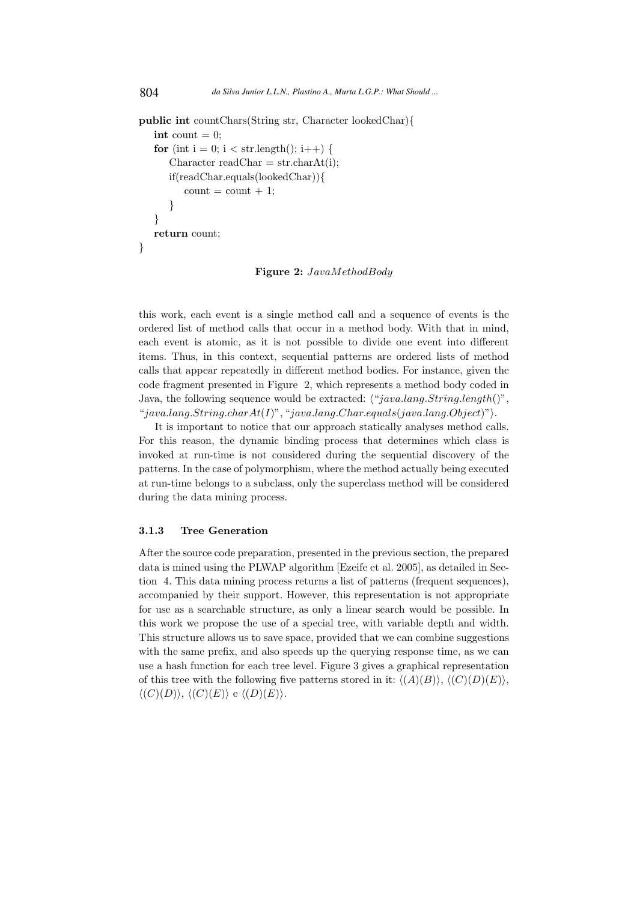```
public int countChars(String str, Character lookedChar){
    int count = 0;
    for (int i = 0; i < str.length(); i++) {
        Character readChar = str.charAt(i);
        if(readChar.equals(lookedChar)){
            count = count + 1;
        }
    }
    return count;
}
```

**Figure 2:** *JavaMethodBody*

this work, each event is a single method call and a sequence of events is the ordered list of method calls that occur in a method body. With that in mind, each event is atomic, as it is not possible to divide one event into different items. Thus, in this context, sequential patterns are ordered lists of method calls that appear repeatedly in different method bodies. For instance, given the code fragment presented in Figure 2, which represents a method body coded in Java, the following sequence would be extracted: ⟨"*java.lang.String.length*()", "*java.lang.String.charAt*(*I*)", "*java.lang.Char.equals*(*java.lang.Object*)"⟩.

It is important to notice that our approach statically analyses method calls. For this reason, the dynamic binding process that determines which class is invoked at run-time is not considered during the sequential discovery of the patterns. In the case of polymorphism, where the method actually being executed at run-time belongs to a subclass, only the superclass method will be considered during the data mining process.

#### 3.1.3 Tree Generation

After the source code preparation, presented in the previous section, the prepared data is mined using the PLWAP algorithm [Ezeife et al. 2005], as detailed in Section 4. This data mining process returns a list of patterns (frequent sequences), accompanied by their support. However, this representation is not appropriate for use as a searchable structure, as only a linear search would be possible. In this work we propose the use of a special tree, with variable depth and width. This structure allows us to save space, provided that we can combine suggestions with the same prefix, and also speeds up the querying response time, as we can use a hash function for each tree level. Figure 3 gives a graphical representation of this tree with the following five patterns stored in it: $\langle(A)(B)\rangle$, $\langle(C)(D)(E)\rangle$, $\langle(C)(D)\rangle$, $\langle(C)(E)\rangle$ e $\langle(D)(E)\rangle$.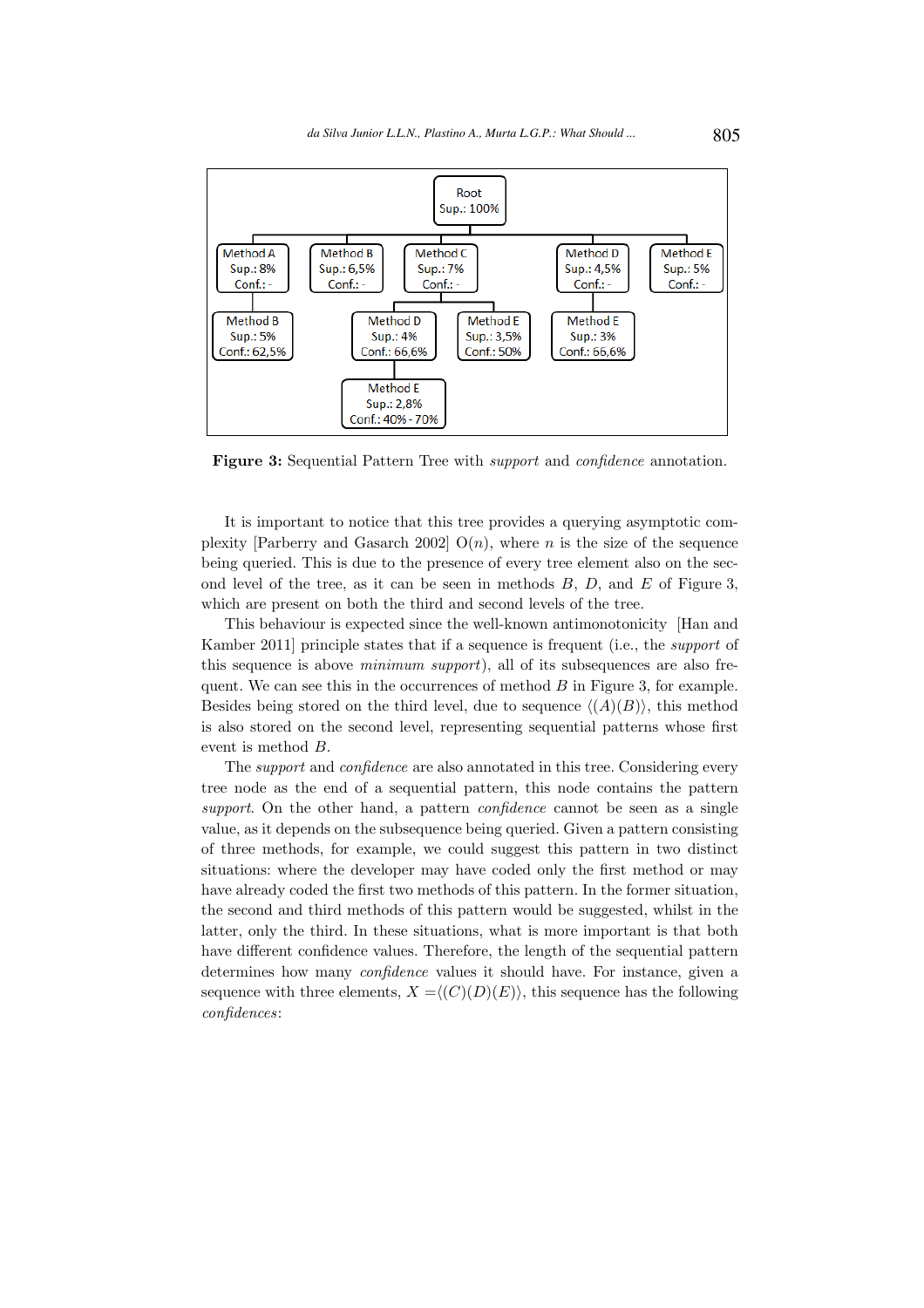Figure 3: Sequential Pattern Tree with *support* and *confidence* annotation.

It is important to notice that this tree provides a querying asymptotic complexity [Parberry and Gasarch 2002] $O(n)$, where $n$ is the size of the sequence being queried. This is due to the presence of every tree element also on the second level of the tree, as it can be seen in methods $B$, $D$, and $E$ of Figure 3, which are present on both the third and second levels of the tree.

This behaviour is expected since the well-known antimonotonicity [Han and Kamber 2011] principle states that if a sequence is frequent (i.e., the *support* of this sequence is above *minimum support*), all of its subsequences are also frequent. We can see this in the occurrences of method $B$ in Figure 3, for example. Besides being stored on the third level, due to sequence $\langle(A)(B)\rangle$, this method is also stored on the second level, representing sequential patterns whose first event is method $B$.

The *support* and *confidence* are also annotated in this tree. Considering every tree node as the end of a sequential pattern, this node contains the pattern *support*. On the other hand, a pattern *confidence* cannot be seen as a single value, as it depends on the subsequence being queried. Given a pattern consisting of three methods, for example, we could suggest this pattern in two distinct situations: where the developer may have coded only the first method or may have already coded the first two methods of this pattern. In the former situation, the second and third methods of this pattern would be suggested, whilst in the latter, only the third. In these situations, what is more important is that both have different confidence values. Therefore, the length of the sequential pattern determines how many *confidence* values it should have. For instance, given a sequence with three elements, $X = \langle(C)(D)(E)\rangle$, this sequence has the following *confidences*: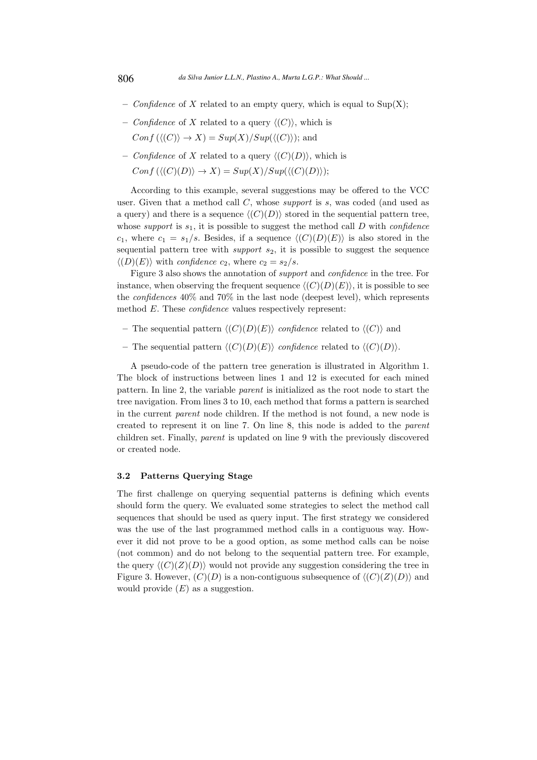- *Confidence* of $X$ related to an empty query, which is equal to Sup(X);
- *Confidence* of $X$ related to a query $\langle(C)\rangle$, which is
  $Conf\,(\langle(C)\rangle \rightarrow X) = Sup(X)/Sup(\langle(C)\rangle)$; and
- *Confidence* of $X$ related to a query $\langle(C)(D)\rangle$, which is
  $Conf\,(\langle(C)(D)\rangle \rightarrow X) = Sup(X)/Sup(\langle(C)(D)\rangle)$;

According to this example, several suggestions may be offered to the VCC user. Given that a method call $C$, whose *support* is $s$, was coded (and used as a query) and there is a sequence $\langle(C)(D)\rangle$ stored in the sequential pattern tree, whose *support* is $s_1$, it is possible to suggest the method call $D$ with *confidence* $c_1$, where $c_1 = s_1/s$. Besides, if a sequence $\langle(C)(D)(E)\rangle$ is also stored in the sequential pattern tree with *support* $s_2$, it is possible to suggest the sequence $\langle(D)(E)\rangle$ with *confidence* $c_2$, where $c_2 = s_2/s$.

Figure 3 also shows the annotation of *support* and *confidence* in the tree. For instance, when observing the frequent sequence $\langle(C)(D)(E)\rangle$, it is possible to see the *confidences* 40% and 70% in the last node (deepest level), which represents method $E$. These *confidence* values respectively represent:

- The sequential pattern $\langle(C)(D)(E)\rangle$ *confidence* related to $\langle(C)\rangle$ and
- The sequential pattern $\langle(C)(D)(E)\rangle$ *confidence* related to $\langle(C)(D)\rangle$.

A pseudo-code of the pattern tree generation is illustrated in Algorithm 1. The block of instructions between lines 1 and 12 is executed for each mined pattern. In line 2, the variable *parent* is initialized as the root node to start the tree navigation. From lines 3 to 10, each method that forms a pattern is searched in the current *parent* node children. If the method is not found, a new node is created to represent it on line 7. On line 8, this node is added to the *parent* children set. Finally, *parent* is updated on line 9 with the previously discovered or created node.

### 3.2 Patterns Querying Stage

The first challenge on querying sequential patterns is defining which events should form the query. We evaluated some strategies to select the method call sequences that should be used as query input. The first strategy we considered was the use of the last programmed method calls in a contiguous way. However it did not prove to be a good option, as some method calls can be noise (not common) and do not belong to the sequential pattern tree. For example, the query $\langle(C)(Z)(D)\rangle$ would not provide any suggestion considering the tree in Figure 3. However, $(C)(D)$ is a non-contiguous subsequence of $\langle(C)(Z)(D)\rangle$ and would provide $(E)$ as a suggestion.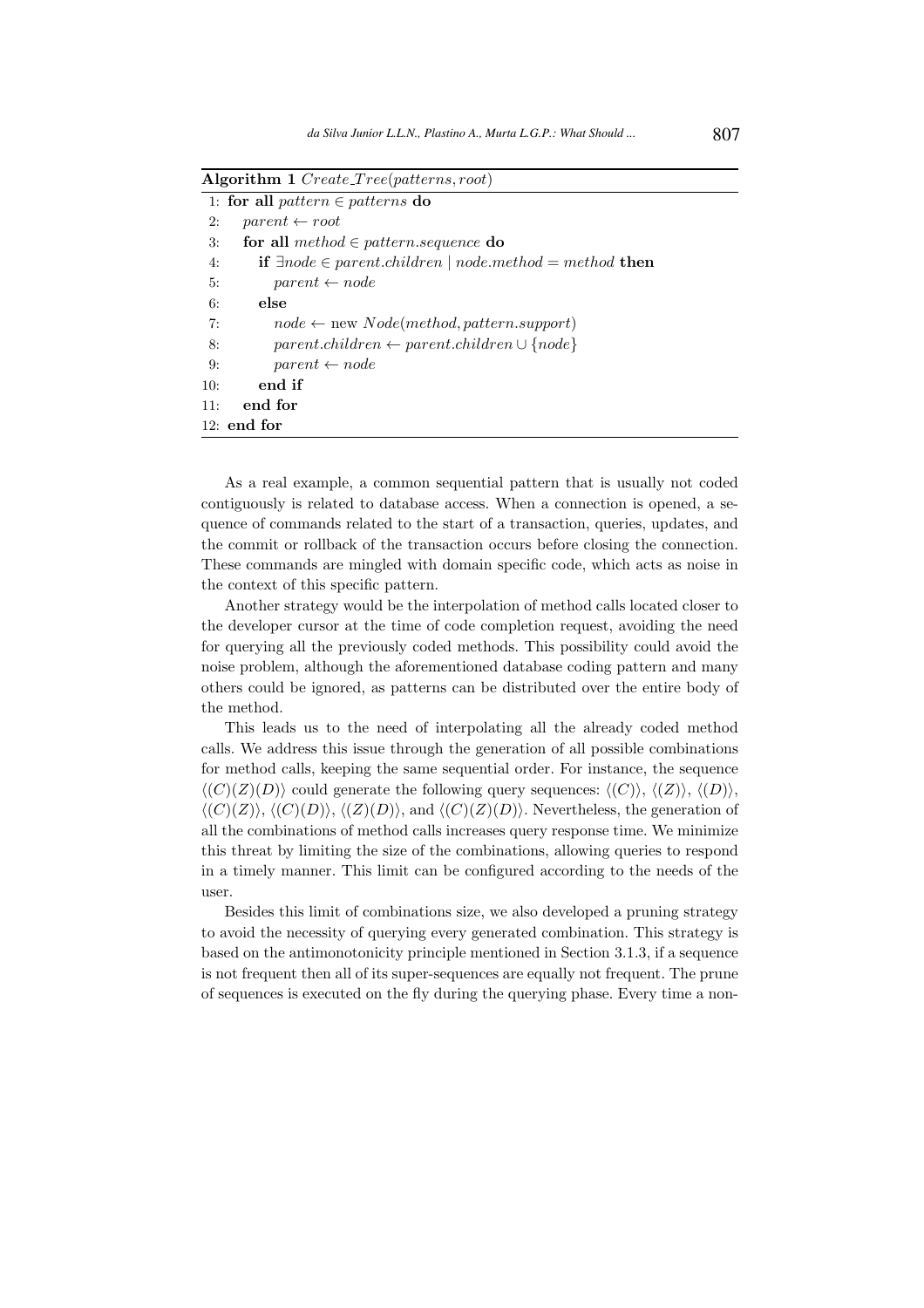**Algorithm 1** *Create_Tree(patterns, root)*

```
1:  for all pattern ∈ patterns do
2:     parent ← root
3:     for all method ∈ pattern.sequence do
4:        if ∃node ∈ parent.children | node.method = method then
5:           parent ← node
6:        else
7:           node ← new Node(method, pattern.support)
8:           parent.children ← parent.children ∪ {node}
9:           parent ← node
10:       end if
11:    end for
12: end for
```

As a real example, a common sequential pattern that is usually not coded contiguously is related to database access. When a connection is opened, a sequence of commands related to the start of a transaction, queries, updates, and the commit or rollback of the transaction occurs before closing the connection. These commands are mingled with domain specific code, which acts as noise in the context of this specific pattern.

Another strategy would be the interpolation of method calls located closer to the developer cursor at the time of code completion request, avoiding the need for querying all the previously coded methods. This possibility could avoid the noise problem, although the aforementioned database coding pattern and many others could be ignored, as patterns can be distributed over the entire body of the method.

This leads us to the need of interpolating all the already coded method calls. We address this issue through the generation of all possible combinations for method calls, keeping the same sequential order. For instance, the sequence $\langle(C)(Z)(D)\rangle$ could generate the following query sequences: $\langle(C)\rangle$, $\langle(Z)\rangle$, $\langle(D)\rangle$, $\langle(C)(Z)\rangle$, $\langle(C)(D)\rangle$, $\langle(Z)(D)\rangle$, and $\langle(C)(Z)(D)\rangle$. Nevertheless, the generation of all the combinations of method calls increases query response time. We minimize this threat by limiting the size of the combinations, allowing queries to respond in a timely manner. This limit can be configured according to the needs of the user.

Besides this limit of combinations size, we also developed a pruning strategy to avoid the necessity of querying every generated combination. This strategy is based on the antimonotonicity principle mentioned in Section 3.1.3, if a sequence is not frequent then all of its super-sequences are equally not frequent. The prune of sequences is executed on the fly during the querying phase. Every time a non-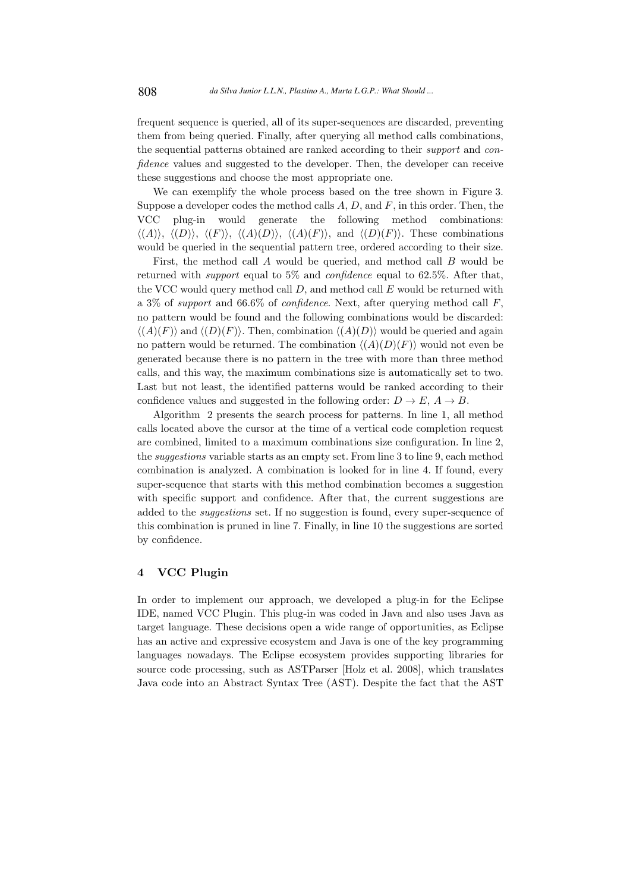frequent sequence is queried, all of its super-sequences are discarded, preventing them from being queried. Finally, after querying all method calls combinations, the sequential patterns obtained are ranked according to their *support* and *confidence* values and suggested to the developer. Then, the developer can receive these suggestions and choose the most appropriate one.

We can exemplify the whole process based on the tree shown in Figure 3. Suppose a developer codes the method calls $A$, $D$, and $F$, in this order. Then, the VCC plug-in would generate the following method combinations: $\langle(A)\rangle$, $\langle(D)\rangle$, $\langle(F)\rangle$, $\langle(A)(D)\rangle$, $\langle(A)(F)\rangle$, and $\langle(D)(F)\rangle$. These combinations would be queried in the sequential pattern tree, ordered according to their size.

First, the method call $A$ would be queried, and method call $B$ would be returned with *support* equal to 5% and *confidence* equal to 62.5%. After that, the VCC would query method call $D$, and method call $E$ would be returned with a 3% of *support* and 66.6% of *confidence*. Next, after querying method call $F$, no pattern would be found and the following combinations would be discarded: $\langle(A)(F)\rangle$ and $\langle(D)(F)\rangle$. Then, combination $\langle(A)(D)\rangle$ would be queried and again no pattern would be returned. The combination $\langle(A)(D)(F)\rangle$ would not even be generated because there is no pattern in the tree with more than three method calls, and this way, the maximum combinations size is automatically set to two. Last but not least, the identified patterns would be ranked according to their confidence values and suggested in the following order: $D \rightarrow E$, $A \rightarrow B$.

Algorithm 2 presents the search process for patterns. In line 1, all method calls located above the cursor at the time of a vertical code completion request are combined, limited to a maximum combinations size configuration. In line 2, the *suggestions* variable starts as an empty set. From line 3 to line 9, each method combination is analyzed. A combination is looked for in line 4. If found, every super-sequence that starts with this method combination becomes a suggestion with specific support and confidence. After that, the current suggestions are added to the *suggestions* set. If no suggestion is found, every super-sequence of this combination is pruned in line 7. Finally, in line 10 the suggestions are sorted by confidence.

## 4 VCC Plugin

In order to implement our approach, we developed a plug-in for the Eclipse IDE, named VCC Plugin. This plug-in was coded in Java and also uses Java as target language. These decisions open a wide range of opportunities, as Eclipse has an active and expressive ecosystem and Java is one of the key programming languages nowadays. The Eclipse ecosystem provides supporting libraries for source code processing, such as ASTParser [Holz et al. 2008], which translates Java code into an Abstract Syntax Tree (AST). Despite the fact that the AST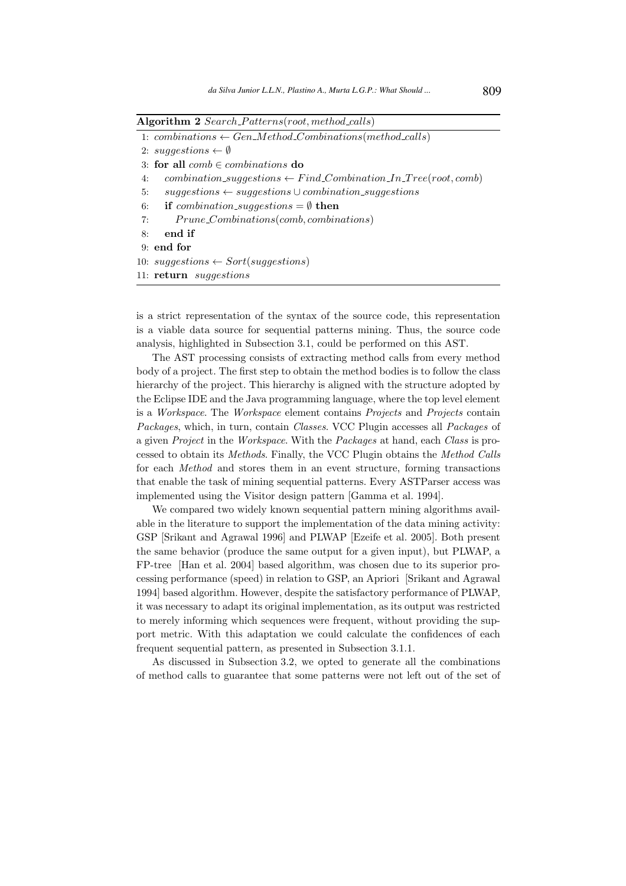**Algorithm 2** *Search_Patterns(root, method_calls)*

```
1: combinations ← Gen_Method_Combinations(method_calls)
2: suggestions ← ∅
3: for all comb ∈ combinations do
4:    combination_suggestions ← Find_Combination_In_Tree(root, comb)
5:    suggestions ← suggestions ∪ combination_suggestions
6:    if combination_suggestions = ∅ then
7:       Prune_Combinations(comb, combinations)
8:    end if
9: end for
10: suggestions ← Sort(suggestions)
11: return suggestions
```

is a strict representation of the syntax of the source code, this representation is a viable data source for sequential patterns mining. Thus, the source code analysis, highlighted in Subsection 3.1, could be performed on this AST.

The AST processing consists of extracting method calls from every method body of a project. The first step to obtain the method bodies is to follow the class hierarchy of the project. This hierarchy is aligned with the structure adopted by the Eclipse IDE and the Java programming language, where the top level element is a *Workspace*. The *Workspace* element contains *Projects* and *Projects* contain *Packages*, which, in turn, contain *Classes*. VCC Plugin accesses all *Packages* of a given *Project* in the *Workspace*. With the *Packages* at hand, each *Class* is processed to obtain its *Methods*. Finally, the VCC Plugin obtains the *Method Calls* for each *Method* and stores them in an event structure, forming transactions that enable the task of mining sequential patterns. Every ASTParser access was implemented using the Visitor design pattern [Gamma et al. 1994].

We compared two widely known sequential pattern mining algorithms available in the literature to support the implementation of the data mining activity: GSP [Srikant and Agrawal 1996] and PLWAP [Ezeife et al. 2005]. Both present the same behavior (produce the same output for a given input), but PLWAP, a FP-tree [Han et al. 2004] based algorithm, was chosen due to its superior processing performance (speed) in relation to GSP, an Apriori [Srikant and Agrawal 1994] based algorithm. However, despite the satisfactory performance of PLWAP, it was necessary to adapt its original implementation, as its output was restricted to merely informing which sequences were frequent, without providing the support metric. With this adaptation we could calculate the confidences of each frequent sequential pattern, as presented in Subsection 3.1.1.

As discussed in Subsection 3.2, we opted to generate all the combinations of method calls to guarantee that some patterns were not left out of the set of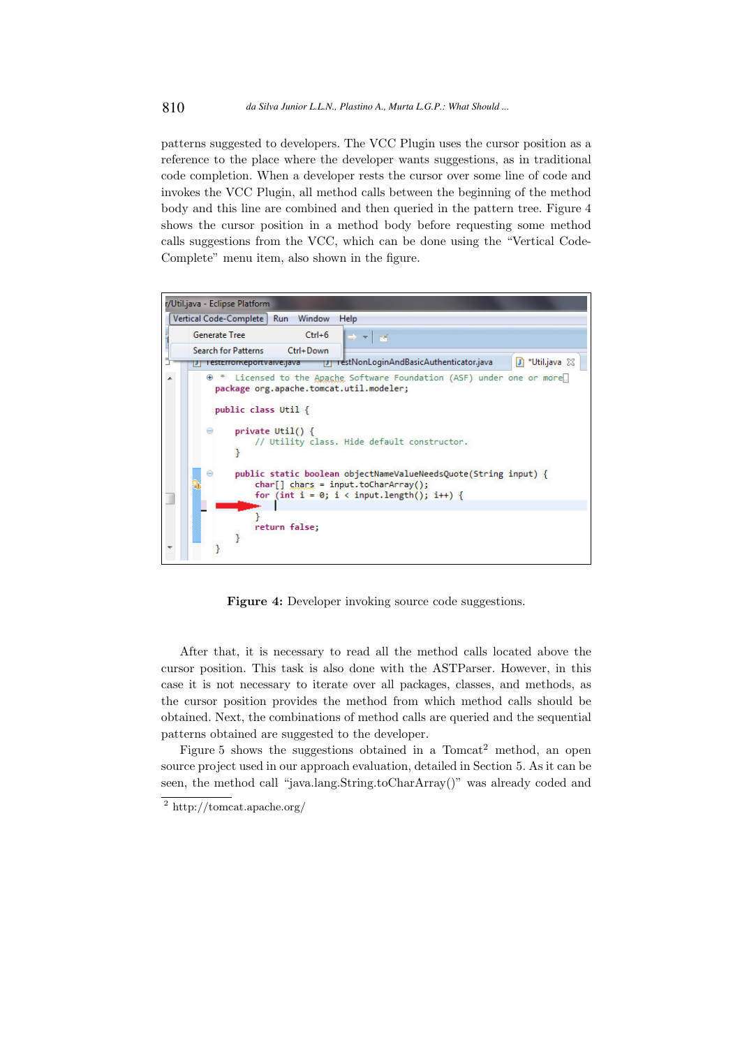patterns suggested to developers. The VCC Plugin uses the cursor position as a reference to the place where the developer wants suggestions, as in traditional code completion. When a developer rests the cursor over some line of code and invokes the VCC Plugin, all method calls between the beginning of the method body and this line are combined and then queried in the pattern tree. Figure 4 shows the cursor position in a method body before requesting some method calls suggestions from the VCC, which can be done using the "Vertical Code-Complete" menu item, also shown in the figure.

Figure 4: Developer invoking source code suggestions.

After that, it is necessary to read all the method calls located above the cursor position. This task is also done with the ASTParser. However, in this case it is not necessary to iterate over all packages, classes, and methods, as the cursor position provides the method from which method calls should be obtained. Next, the combinations of method calls are queried and the sequential patterns obtained are suggested to the developer.

Figure 5 shows the suggestions obtained in a Tomcat[2] method, an open source project used in our approach evaluation, detailed in Section 5. As it can be seen, the method call "java.lang.String.toCharArray()" was already coded and

[2] http://tomcat.apache.org/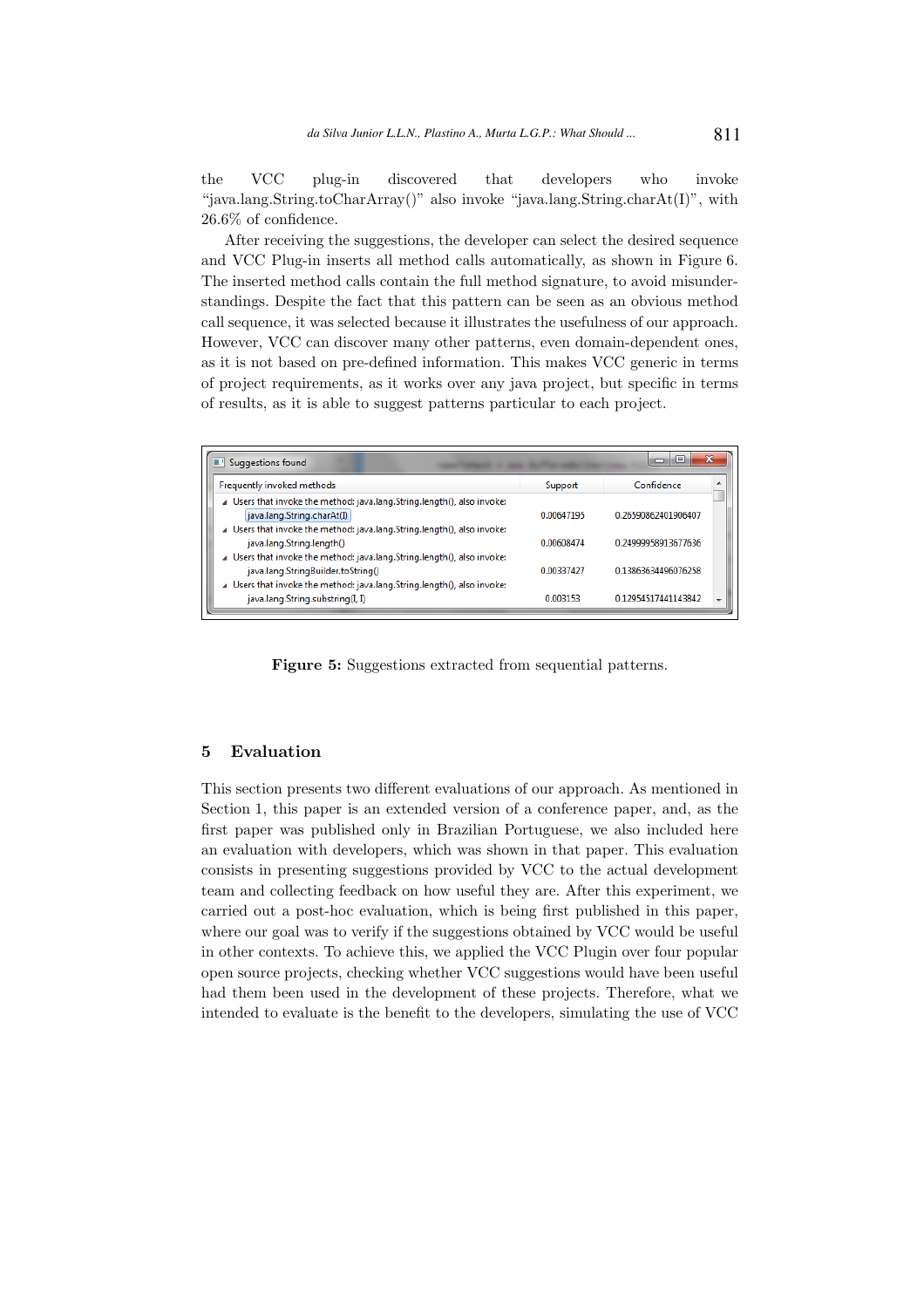the VCC plug-in discovered that developers who invoke "java.lang.String.toCharArray()" also invoke "java.lang.String.charAt(I)", with 26.6% of confidence.

After receiving the suggestions, the developer can select the desired sequence and VCC Plug-in inserts all method calls automatically, as shown in Figure 6. The inserted method calls contain the full method signature, to avoid misunderstandings. Despite the fact that this pattern can be seen as an obvious method call sequence, it was selected because it illustrates the usefulness of our approach. However, VCC can discover many other patterns, even domain-dependent ones, as it is not based on pre-defined information. This makes VCC generic in terms of project requirements, as it works over any java project, but specific in terms of results, as it is able to suggest patterns particular to each project.

Suggestions found

| Frequently invoked methods | Support | Confidence |
|---|---|---|
| Users that invoke the method: java.lang.String.length(), also invoke: | | |
| java.lang.String.charAt(I) | 0.00647195 | 0.265908624019064​07 |
| Users that invoke the method: java.lang.String.length(), also invoke: | | |
| java.lang.String.length() | 0.00608474 | 0.24999958913677636 |
| Users that invoke the method: java.lang.String.length(), also invoke: | | |
| java.lang.StringBuilder.toString() | 0.00337427 | 0.13863634496076258 |
| Users that invoke the method: java.lang.String.length(), also invoke: | | |
| java.lang.String.substring(I, I) | 0.003153 | 0.12954517441143842 |

**Figure 5:** Suggestions extracted from sequential patterns.

## 5 Evaluation

This section presents two different evaluations of our approach. As mentioned in Section 1, this paper is an extended version of a conference paper, and, as the first paper was published only in Brazilian Portuguese, we also included here an evaluation with developers, which was shown in that paper. This evaluation consists in presenting suggestions provided by VCC to the actual development team and collecting feedback on how useful they are. After this experiment, we carried out a post-hoc evaluation, which is being first published in this paper, where our goal was to verify if the suggestions obtained by VCC would be useful in other contexts. To achieve this, we applied the VCC Plugin over four popular open source projects, checking whether VCC suggestions would have been useful had them been used in the development of these projects. Therefore, what we intended to evaluate is the benefit to the developers, simulating the use of VCC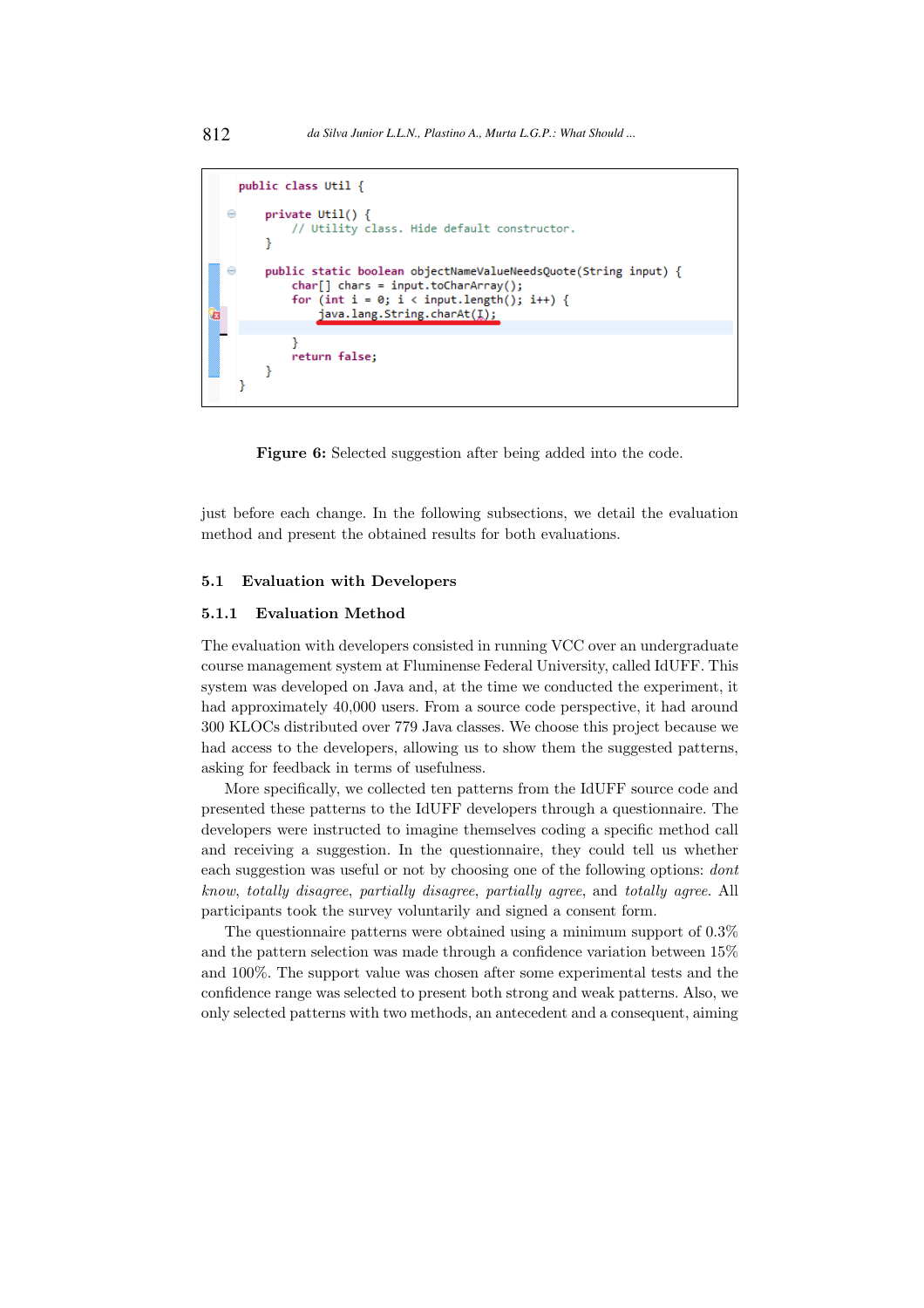```java
public class Util {

    private Util() {
        // Utility class. Hide default constructor.
    }

    public static boolean objectNameValueNeedsQuote(String input) {
        char[] chars = input.toCharArray();
        for (int i = 0; i < input.length(); i++) {
            java.lang.String.charAt(I);

        }
        return false;
    }
}
```

**Figure 6:** Selected suggestion after being added into the code.

just before each change. In the following subsections, we detail the evaluation method and present the obtained results for both evaluations.

## 5.1 Evaluation with Developers

### 5.1.1 Evaluation Method

The evaluation with developers consisted in running VCC over an undergraduate course management system at Fluminense Federal University, called IdUFF. This system was developed on Java and, at the time we conducted the experiment, it had approximately 40,000 users. From a source code perspective, it had around 300 KLOCs distributed over 779 Java classes. We choose this project because we had access to the developers, allowing us to show them the suggested patterns, asking for feedback in terms of usefulness.

More specifically, we collected ten patterns from the IdUFF source code and presented these patterns to the IdUFF developers through a questionnaire. The developers were instructed to imagine themselves coding a specific method call and receiving a suggestion. In the questionnaire, they could tell us whether each suggestion was useful or not by choosing one of the following options: *dont know*, *totally disagree*, *partially disagree*, *partially agree*, and *totally agree*. All participants took the survey voluntarily and signed a consent form.

The questionnaire patterns were obtained using a minimum support of 0.3% and the pattern selection was made through a confidence variation between 15% and 100%. The support value was chosen after some experimental tests and the confidence range was selected to present both strong and weak patterns. Also, we only selected patterns with two methods, an antecedent and a consequent, aiming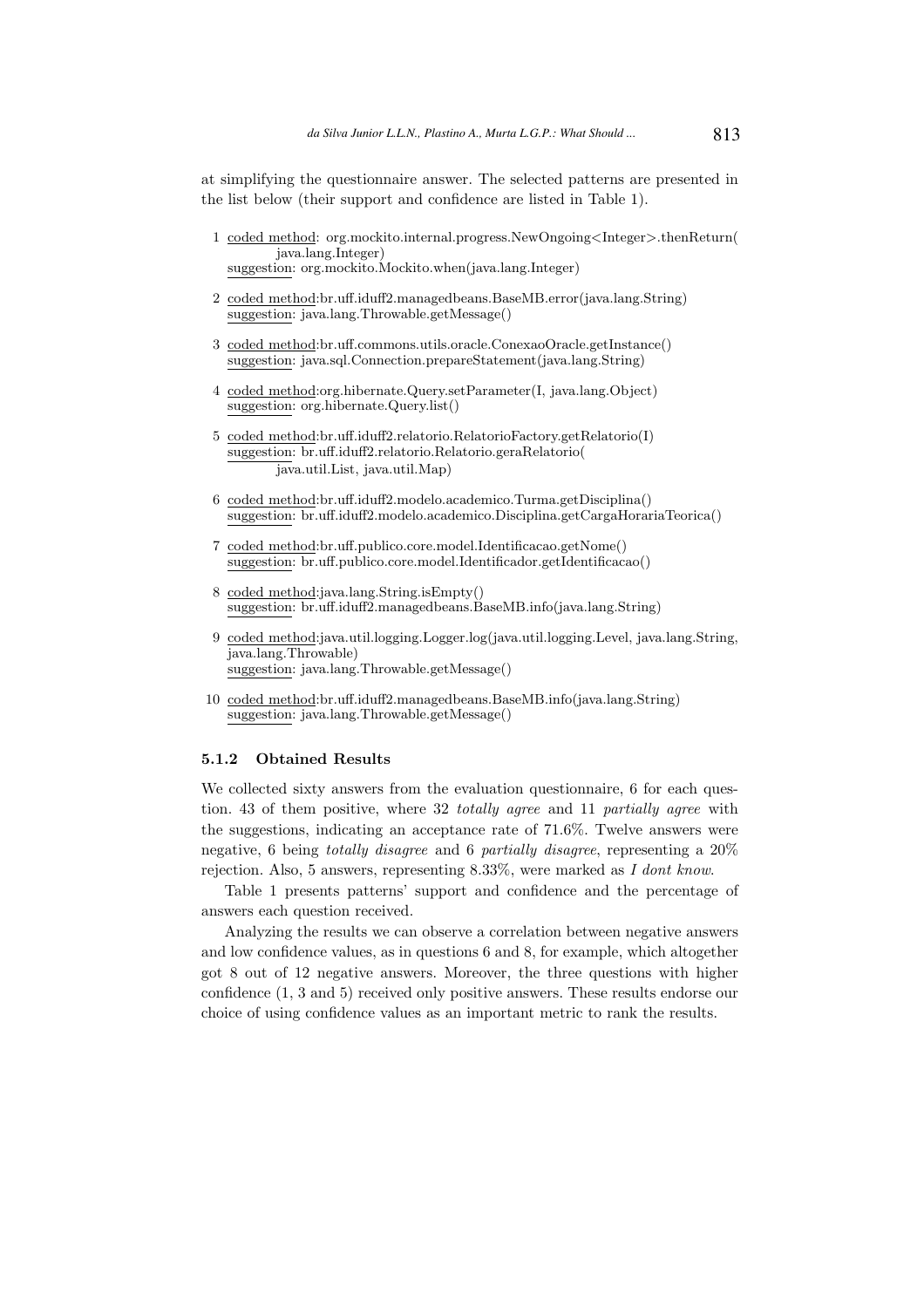at simplifying the questionnaire answer. The selected patterns are presented in the list below (their support and confidence are listed in Table 1).

1. coded method: org.mockito.internal.progress.NewOngoing<Integer>.thenReturn(java.lang.Integer)
   suggestion: org.mockito.Mockito.when(java.lang.Integer)

2. coded method:br.uff.iduff2.managedbeans.BaseMB.error(java.lang.String)
   suggestion: java.lang.Throwable.getMessage()

3. coded method:br.uff.commons.utils.oracle.ConexaoOracle.getInstance()
   suggestion: java.sql.Connection.prepareStatement(java.lang.String)

4. coded method:org.hibernate.Query.setParameter(I, java.lang.Object)
   suggestion: org.hibernate.Query.list()

5. coded method:br.uff.iduff2.relatorio.RelatorioFactory.getRelatorio(I)
   suggestion: br.uff.iduff2.relatorio.Relatorio.geraRelatorio(java.util.List, java.util.Map)

6. coded method:br.uff.iduff2.modelo.academico.Turma.getDisciplina()
   suggestion: br.uff.iduff2.modelo.academico.Disciplina.getCargaHorariaTeorica()

7. coded method:br.uff.publico.core.model.Identificacao.getNome()
   suggestion: br.uff.publico.core.model.Identificador.getIdentificacao()

8. coded method:java.lang.String.isEmpty()
   suggestion: br.uff.iduff2.managedbeans.BaseMB.info(java.lang.String)

9. coded method:java.util.logging.Logger.log(java.util.logging.Level, java.lang.String, java.lang.Throwable)
   suggestion: java.lang.Throwable.getMessage()

10. coded method:br.uff.iduff2.managedbeans.BaseMB.info(java.lang.String)
    suggestion: java.lang.Throwable.getMessage()

### 5.1.2 Obtained Results

We collected sixty answers from the evaluation questionnaire, 6 for each question. 43 of them positive, where 32 *totally agree* and 11 *partially agree* with the suggestions, indicating an acceptance rate of 71.6%. Twelve answers were negative, 6 being *totally disagree* and 6 *partially disagree*, representing a 20% rejection. Also, 5 answers, representing 8.33%, were marked as *I dont know*.

Table 1 presents patterns' support and confidence and the percentage of answers each question received.

Analyzing the results we can observe a correlation between negative answers and low confidence values, as in questions 6 and 8, for example, which altogether got 8 out of 12 negative answers. Moreover, the three questions with higher confidence (1, 3 and 5) received only positive answers. These results endorse our choice of using confidence values as an important metric to rank the results.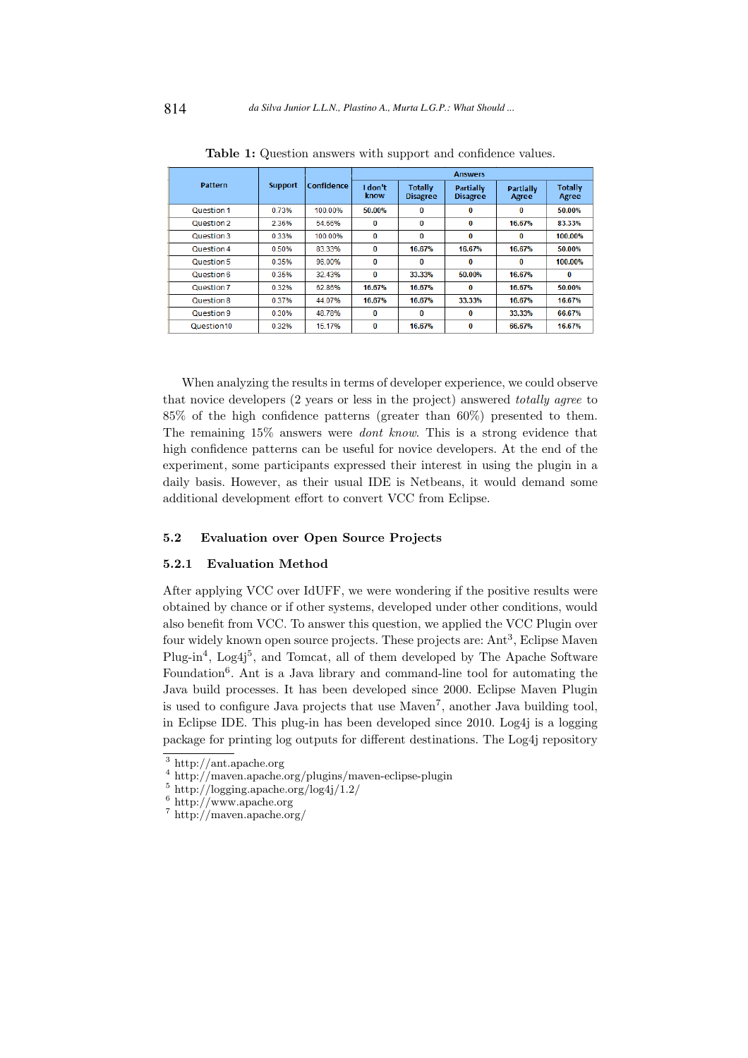**Table 1:** Question answers with support and confidence values.

| Pattern | Support | Confidence | Answers | | | | |
|---|---|---|---|---|---|---|---|
| | | | I don't know | Totally Disagree | Partially Disagree | Partially Agree | Totally Agree |
| Question 1 | 0.73% | 100.00% | 50.00% | 0 | 0 | 0 | 50.00% |
| Question 2 | 2.36% | 54.66% | 0 | 0 | 0 | 16.67% | 83.33% |
| Question 3 | 0.33% | 100.00% | 0 | 0 | 0 | 0 | 100.00% |
| Question 4 | 0.50% | 83.33% | 0 | 16.67% | 16.67% | 16.67% | 50.00% |
| Question 5 | 0.35% | 96.00% | 0 | 0 | 0 | 0 | 100.00% |
| Question 6 | 0.35% | 32.43% | 0 | 33.33% | 50.00% | 16.67% | 0 |
| Question 7 | 0.32% | 62.86% | 16.67% | 16.67% | 0 | 16.67% | 50.00% |
| Question 8 | 0.37% | 44.07% | 16.67% | 16.67% | 33.33% | 16.67% | 16.67% |
| Question 9 | 0.30% | 48.78% | 0 | 0 | 0 | 33.33% | 66.67% |
| Question10 | 0.32% | 15.17% | 0 | 16.67% | 0 | 66.67% | 16.67% |

When analyzing the results in terms of developer experience, we could observe that novice developers (2 years or less in the project) answered *totally agree* to 85% of the high confidence patterns (greater than 60%) presented to them. The remaining 15% answers were *dont know*. This is a strong evidence that high confidence patterns can be useful for novice developers. At the end of the experiment, some participants expressed their interest in using the plugin in a daily basis. However, as their usual IDE is Netbeans, it would demand some additional development effort to convert VCC from Eclipse.

## 5.2 Evaluation over Open Source Projects

### 5.2.1 Evaluation Method

After applying VCC over IdUFF, we were wondering if the positive results were obtained by chance or if other systems, developed under other conditions, would also benefit from VCC. To answer this question, we applied the VCC Plugin over four widely known open source projects. These projects are: Ant[3], Eclipse Maven Plug-in[4], Log4j[5], and Tomcat, all of them developed by The Apache Software Foundation[6]. Ant is a Java library and command-line tool for automating the Java build processes. It has been developed since 2000. Eclipse Maven Plugin is used to configure Java projects that use Maven[7], another Java building tool, in Eclipse IDE. This plug-in has been developed since 2010. Log4j is a logging package for printing log outputs for different destinations. The Log4j repository

[3] http://ant.apache.org

[4] http://maven.apache.org/plugins/maven-eclipse-plugin

[5] http://logging.apache.org/log4j/1.2/

[6] http://www.apache.org

[7] http://maven.apache.org/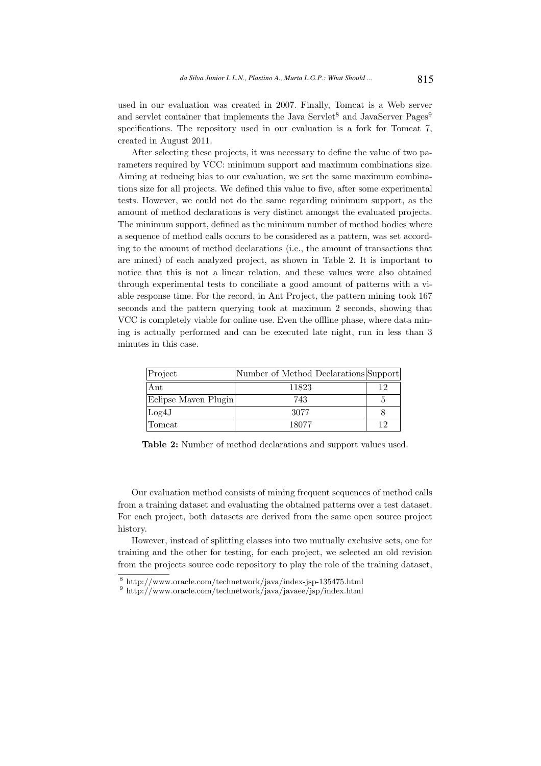used in our evaluation was created in 2007. Finally, Tomcat is a Web server and servlet container that implements the Java Servlet[8] and JavaServer Pages[9] specifications. The repository used in our evaluation is a fork for Tomcat 7, created in August 2011.

After selecting these projects, it was necessary to define the value of two parameters required by VCC: minimum support and maximum combinations size. Aiming at reducing bias to our evaluation, we set the same maximum combinations size for all projects. We defined this value to five, after some experimental tests. However, we could not do the same regarding minimum support, as the amount of method declarations is very distinct amongst the evaluated projects. The minimum support, defined as the minimum number of method bodies where a sequence of method calls occurs to be considered as a pattern, was set according to the amount of method declarations (i.e., the amount of transactions that are mined) of each analyzed project, as shown in Table 2. It is important to notice that this is not a linear relation, and these values were also obtained through experimental tests to conciliate a good amount of patterns with a viable response time. For the record, in Ant Project, the pattern mining took 167 seconds and the pattern querying took at maximum 2 seconds, showing that VCC is completely viable for online use. Even the offline phase, where data mining is actually performed and can be executed late night, run in less than 3 minutes in this case.

| Project | Number of Method Declarations | Support |
|---|---|---|
| Ant | 11823 | 12 |
| Eclipse Maven Plugin | 743 | 5 |
| Log4J | 3077 | 8 |
| Tomcat | 18077 | 12 |

**Table 2:** Number of method declarations and support values used.

Our evaluation method consists of mining frequent sequences of method calls from a training dataset and evaluating the obtained patterns over a test dataset. For each project, both datasets are derived from the same open source project history.

However, instead of splitting classes into two mutually exclusive sets, one for training and the other for testing, for each project, we selected an old revision from the projects source code repository to play the role of the training dataset,

[8] http://www.oracle.com/technetwork/java/index-jsp-135475.html

[9] http://www.oracle.com/technetwork/java/javaee/jsp/index.html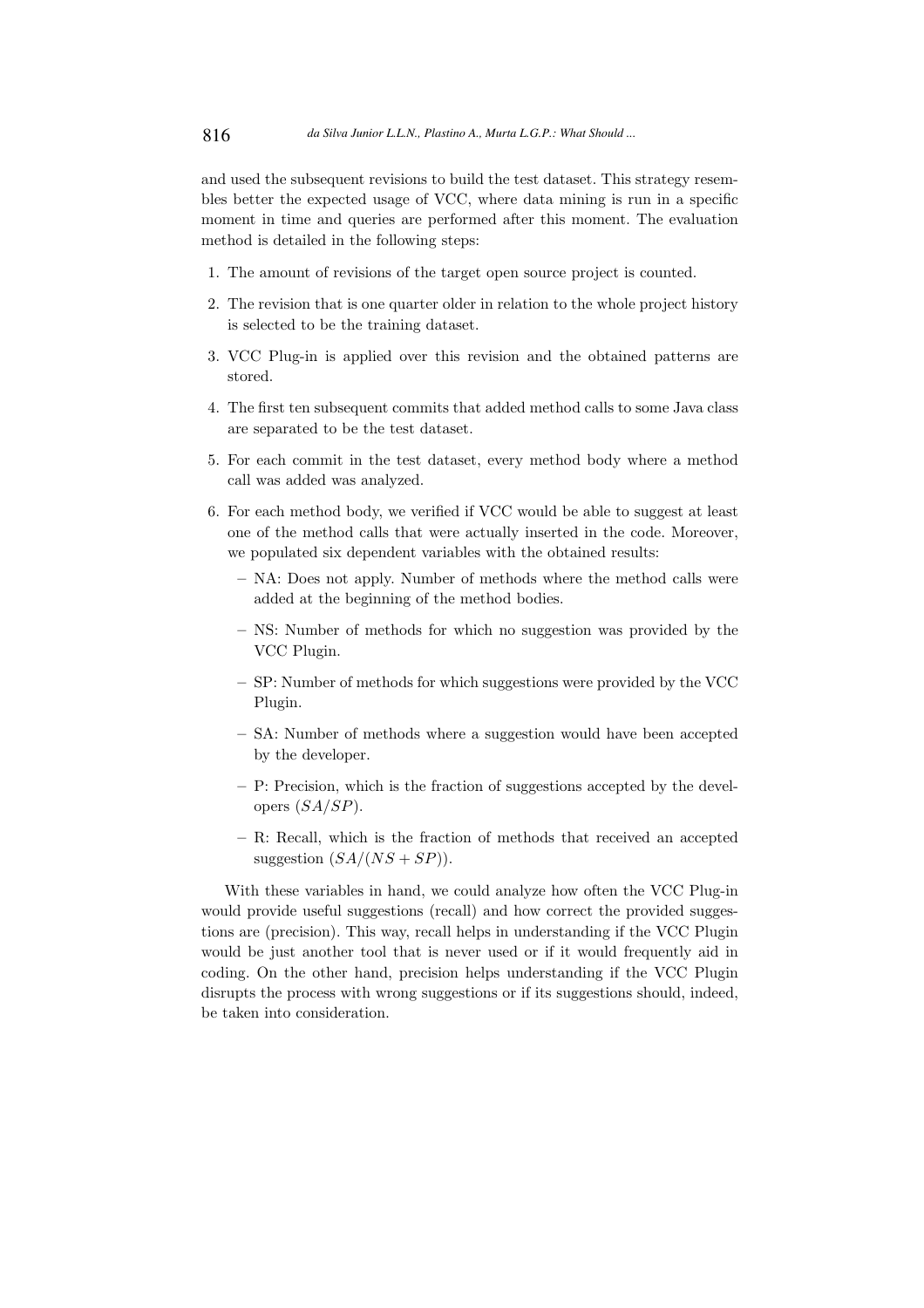and used the subsequent revisions to build the test dataset. This strategy resembles better the expected usage of VCC, where data mining is run in a specific moment in time and queries are performed after this moment. The evaluation method is detailed in the following steps:

1. The amount of revisions of the target open source project is counted.
2. The revision that is one quarter older in relation to the whole project history is selected to be the training dataset.
3. VCC Plug-in is applied over this revision and the obtained patterns are stored.
4. The first ten subsequent commits that added method calls to some Java class are separated to be the test dataset.
5. For each commit in the test dataset, every method body where a method call was added was analyzed.
6. For each method body, we verified if VCC would be able to suggest at least one of the method calls that were actually inserted in the code. Moreover, we populated six dependent variables with the obtained results:
   - NA: Does not apply. Number of methods where the method calls were added at the beginning of the method bodies.
   - NS: Number of methods for which no suggestion was provided by the VCC Plugin.
   - SP: Number of methods for which suggestions were provided by the VCC Plugin.
   - SA: Number of methods where a suggestion would have been accepted by the developer.
   - P: Precision, which is the fraction of suggestions accepted by the developers ($SA/SP$).
   - R: Recall, which is the fraction of methods that received an accepted suggestion ($SA/(NS + SP)$).

With these variables in hand, we could analyze how often the VCC Plug-in would provide useful suggestions (recall) and how correct the provided suggestions are (precision). This way, recall helps in understanding if the VCC Plugin would be just another tool that is never used or if it would frequently aid in coding. On the other hand, precision helps understanding if the VCC Plugin disrupts the process with wrong suggestions or if its suggestions should, indeed, be taken into consideration.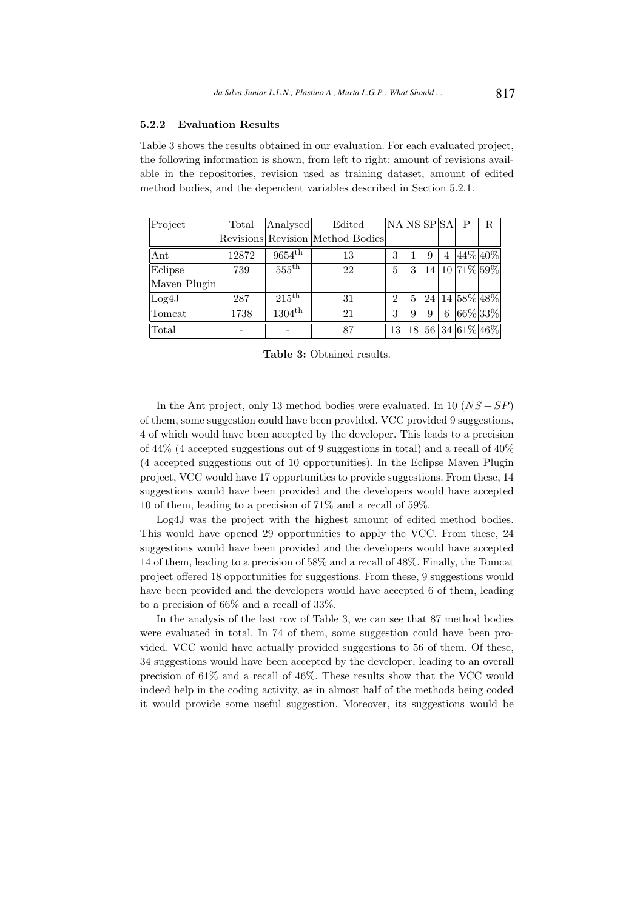#### 5.2.2 Evaluation Results

Table 3 shows the results obtained in our evaluation. For each evaluated project, the following information is shown, from left to right: amount of revisions available in the repositories, revision used as training dataset, amount of edited method bodies, and the dependent variables described in Section 5.2.1.

| Project | Total Revisions | Analysed Revision | Edited Method Bodies | NA | NS | SP | SA | P | R |
|---|---|---|---|---|---|---|---|---|---|
| Ant | 12872 | $9654^{\text{th}}$ | 13 | 3 | 1 | 9 | 4 | 44% | 40% |
| Eclipse Maven Plugin | 739 | $555^{\text{th}}$ | 22 | 5 | 3 | 14 | 10 | 71% | 59% |
| Log4J | 287 | $215^{\text{th}}$ | 31 | 2 | 5 | 24 | 14 | 58% | 48% |
| Tomcat | 1738 | $1304^{\text{th}}$ | 21 | 3 | 9 | 9 | 6 | 66% | 33% |
| Total | - | - | 87 | 13 | 18 | 56 | 34 | 61% | 46% |

**Table 3:** Obtained results.

In the Ant project, only 13 method bodies were evaluated. In 10 $(NS + SP)$ of them, some suggestion could have been provided. VCC provided 9 suggestions, 4 of which would have been accepted by the developer. This leads to a precision of 44% (4 accepted suggestions out of 9 suggestions in total) and a recall of 40% (4 accepted suggestions out of 10 opportunities). In the Eclipse Maven Plugin project, VCC would have 17 opportunities to provide suggestions. From these, 14 suggestions would have been provided and the developers would have accepted 10 of them, leading to a precision of 71% and a recall of 59%.

Log4J was the project with the highest amount of edited method bodies. This would have opened 29 opportunities to apply the VCC. From these, 24 suggestions would have been provided and the developers would have accepted 14 of them, leading to a precision of 58% and a recall of 48%. Finally, the Tomcat project offered 18 opportunities for suggestions. From these, 9 suggestions would have been provided and the developers would have accepted 6 of them, leading to a precision of 66% and a recall of 33%.

In the analysis of the last row of Table 3, we can see that 87 method bodies were evaluated in total. In 74 of them, some suggestion could have been provided. VCC would have actually provided suggestions to 56 of them. Of these, 34 suggestions would have been accepted by the developer, leading to an overall precision of 61% and a recall of 46%. These results show that the VCC would indeed help in the coding activity, as in almost half of the methods being coded it would provide some useful suggestion. Moreover, its suggestions would be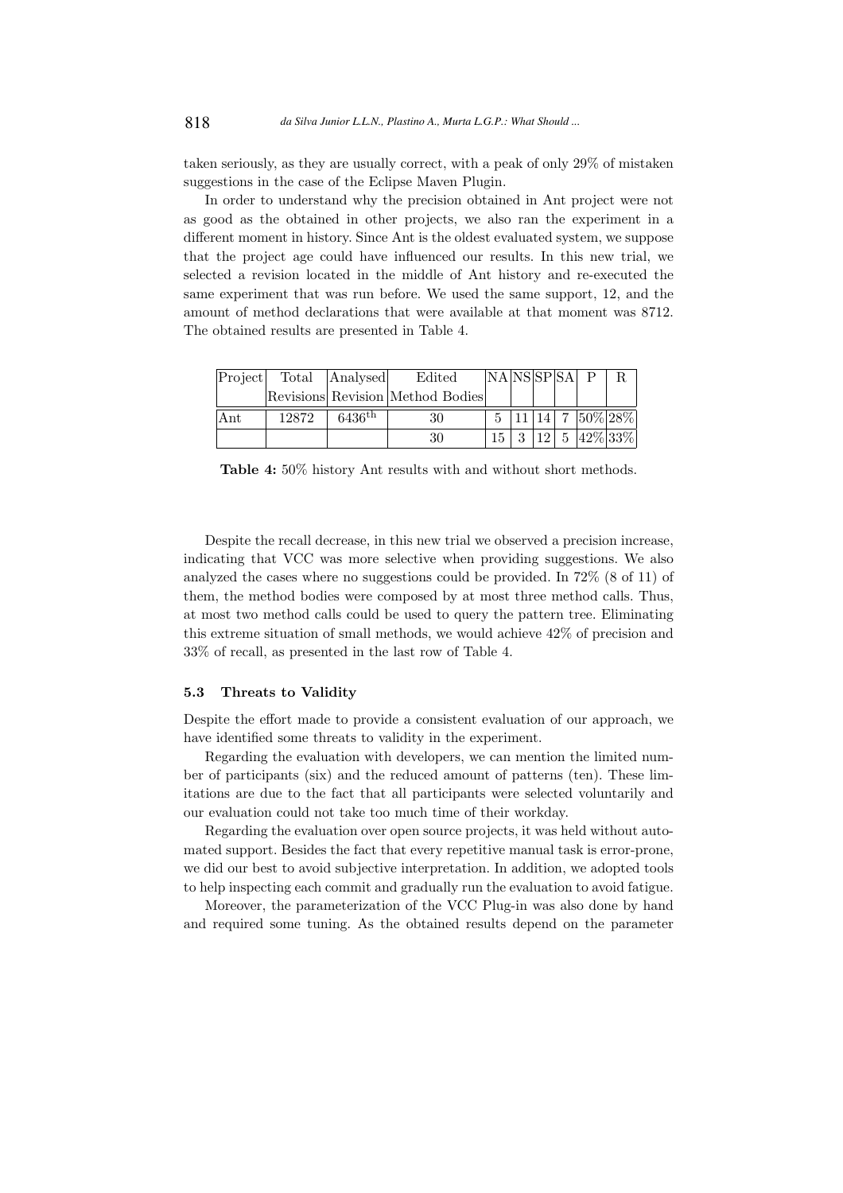taken seriously, as they are usually correct, with a peak of only 29% of mistaken suggestions in the case of the Eclipse Maven Plugin.

In order to understand why the precision obtained in Ant project were not as good as the obtained in other projects, we also ran the experiment in a different moment in history. Since Ant is the oldest evaluated system, we suppose that the project age could have influenced our results. In this new trial, we selected a revision located in the middle of Ant history and re-executed the same experiment that was run before. We used the same support, 12, and the amount of method declarations that were available at that moment was 8712. The obtained results are presented in Table 4.

| Project | Total Revisions | Analysed Revision | Edited Method Bodies | NA | NS | SP | SA | P | R |
|---|---|---|---|---|---|---|---|---|---|
| Ant | 12872 | 6436$^{th}$ | 30 | 5 | 11 | 14 | 7 | 50% | 28% |
| | | | 30 | 15 | 3 | 12 | 5 | 42% | 33% |

**Table 4:** 50% history Ant results with and without short methods.

Despite the recall decrease, in this new trial we observed a precision increase, indicating that VCC was more selective when providing suggestions. We also analyzed the cases where no suggestions could be provided. In 72% (8 of 11) of them, the method bodies were composed by at most three method calls. Thus, at most two method calls could be used to query the pattern tree. Eliminating this extreme situation of small methods, we would achieve 42% of precision and 33% of recall, as presented in the last row of Table 4.

### 5.3 Threats to Validity

Despite the effort made to provide a consistent evaluation of our approach, we have identified some threats to validity in the experiment.

Regarding the evaluation with developers, we can mention the limited number of participants (six) and the reduced amount of patterns (ten). These limitations are due to the fact that all participants were selected voluntarily and our evaluation could not take too much time of their workday.

Regarding the evaluation over open source projects, it was held without automated support. Besides the fact that every repetitive manual task is error-prone, we did our best to avoid subjective interpretation. In addition, we adopted tools to help inspecting each commit and gradually run the evaluation to avoid fatigue.

Moreover, the parameterization of the VCC Plug-in was also done by hand and required some tuning. As the obtained results depend on the parameter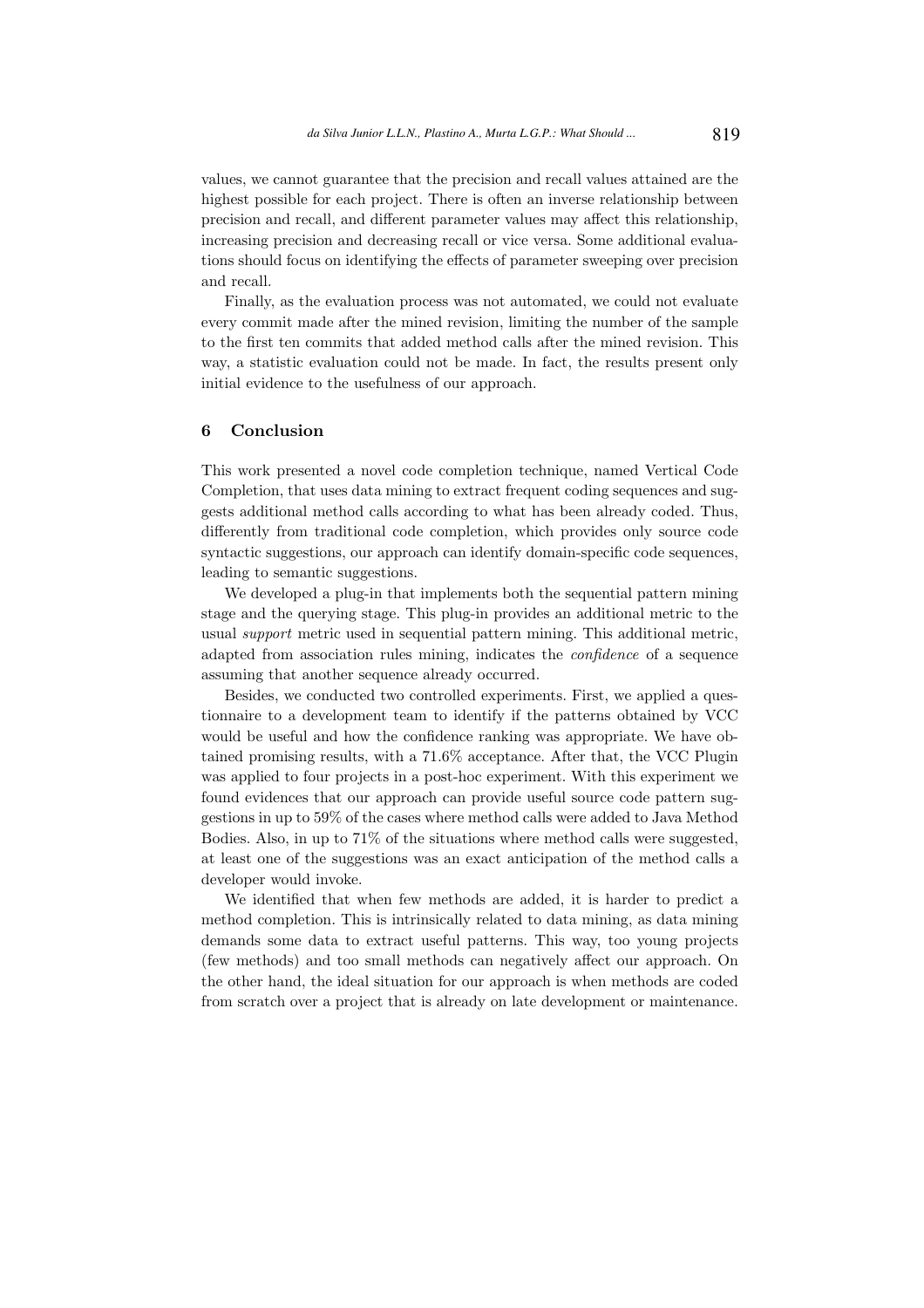values, we cannot guarantee that the precision and recall values attained are the highest possible for each project. There is often an inverse relationship between precision and recall, and different parameter values may affect this relationship, increasing precision and decreasing recall or vice versa. Some additional evaluations should focus on identifying the effects of parameter sweeping over precision and recall.

Finally, as the evaluation process was not automated, we could not evaluate every commit made after the mined revision, limiting the number of the sample to the first ten commits that added method calls after the mined revision. This way, a statistic evaluation could not be made. In fact, the results present only initial evidence to the usefulness of our approach.

## 6 Conclusion

This work presented a novel code completion technique, named Vertical Code Completion, that uses data mining to extract frequent coding sequences and suggests additional method calls according to what has been already coded. Thus, differently from traditional code completion, which provides only source code syntactic suggestions, our approach can identify domain-specific code sequences, leading to semantic suggestions.

We developed a plug-in that implements both the sequential pattern mining stage and the querying stage. This plug-in provides an additional metric to the usual *support* metric used in sequential pattern mining. This additional metric, adapted from association rules mining, indicates the *confidence* of a sequence assuming that another sequence already occurred.

Besides, we conducted two controlled experiments. First, we applied a questionnaire to a development team to identify if the patterns obtained by VCC would be useful and how the confidence ranking was appropriate. We have obtained promising results, with a 71.6% acceptance. After that, the VCC Plugin was applied to four projects in a post-hoc experiment. With this experiment we found evidences that our approach can provide useful source code pattern suggestions in up to 59% of the cases where method calls were added to Java Method Bodies. Also, in up to 71% of the situations where method calls were suggested, at least one of the suggestions was an exact anticipation of the method calls a developer would invoke.

We identified that when few methods are added, it is harder to predict a method completion. This is intrinsically related to data mining, as data mining demands some data to extract useful patterns. This way, too young projects (few methods) and too small methods can negatively affect our approach. On the other hand, the ideal situation for our approach is when methods are coded from scratch over a project that is already on late development or maintenance.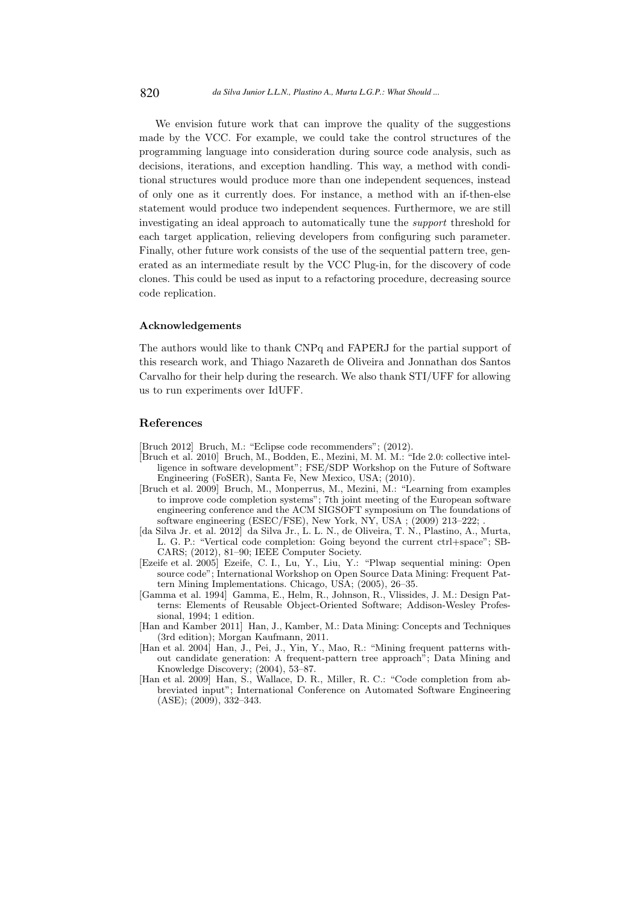We envision future work that can improve the quality of the suggestions made by the VCC. For example, we could take the control structures of the programming language into consideration during source code analysis, such as decisions, iterations, and exception handling. This way, a method with conditional structures would produce more than one independent sequences, instead of only one as it currently does. For instance, a method with an if-then-else statement would produce two independent sequences. Furthermore, we are still investigating an ideal approach to automatically tune the *support* threshold for each target application, relieving developers from configuring such parameter. Finally, other future work consists of the use of the sequential pattern tree, generated as an intermediate result by the VCC Plug-in, for the discovery of code clones. This could be used as input to a refactoring procedure, decreasing source code replication.

### Acknowledgements

The authors would like to thank CNPq and FAPERJ for the partial support of this research work, and Thiago Nazareth de Oliveira and Jonnathan dos Santos Carvalho for their help during the research. We also thank STI/UFF for allowing us to run experiments over IdUFF.

## References

[Bruch 2012] Bruch, M.: "Eclipse code recommenders"; (2012).

[Bruch et al. 2010] Bruch, M., Bodden, E., Mezini, M. M. M.: "Ide 2.0: collective intelligence in software development"; FSE/SDP Workshop on the Future of Software Engineering (FoSER), Santa Fe, New Mexico, USA; (2010).

[Bruch et al. 2009] Bruch, M., Monperrus, M., Mezini, M.: "Learning from examples to improve code completion systems"; 7th joint meeting of the European software engineering conference and the ACM SIGSOFT symposium on The foundations of software engineering (ESEC/FSE), New York, NY, USA ; (2009) 213–222; .

[da Silva Jr. et al. 2012] da Silva Jr., L. L. N., de Oliveira, T. N., Plastino, A., Murta, L. G. P.: "Vertical code completion: Going beyond the current ctrl+space"; SBCARS; (2012), 81–90; IEEE Computer Society.

[Ezeife et al. 2005] Ezeife, C. I., Lu, Y., Liu, Y.: "Plwap sequential mining: Open source code"; International Workshop on Open Source Data Mining: Frequent Pattern Mining Implementations. Chicago, USA; (2005), 26–35.

[Gamma et al. 1994] Gamma, E., Helm, R., Johnson, R., Vlissides, J. M.: Design Patterns: Elements of Reusable Object-Oriented Software; Addison-Wesley Professional, 1994; 1 edition.

[Han and Kamber 2011] Han, J., Kamber, M.: Data Mining: Concepts and Techniques (3rd edition); Morgan Kaufmann, 2011.

[Han et al. 2004] Han, J., Pei, J., Yin, Y., Mao, R.: "Mining frequent patterns without candidate generation: A frequent-pattern tree approach"; Data Mining and Knowledge Discovery; (2004), 53–87.

[Han et al. 2009] Han, S., Wallace, D. R., Miller, R. C.: "Code completion from abbreviated input"; International Conference on Automated Software Engineering (ASE); (2009), 332–343.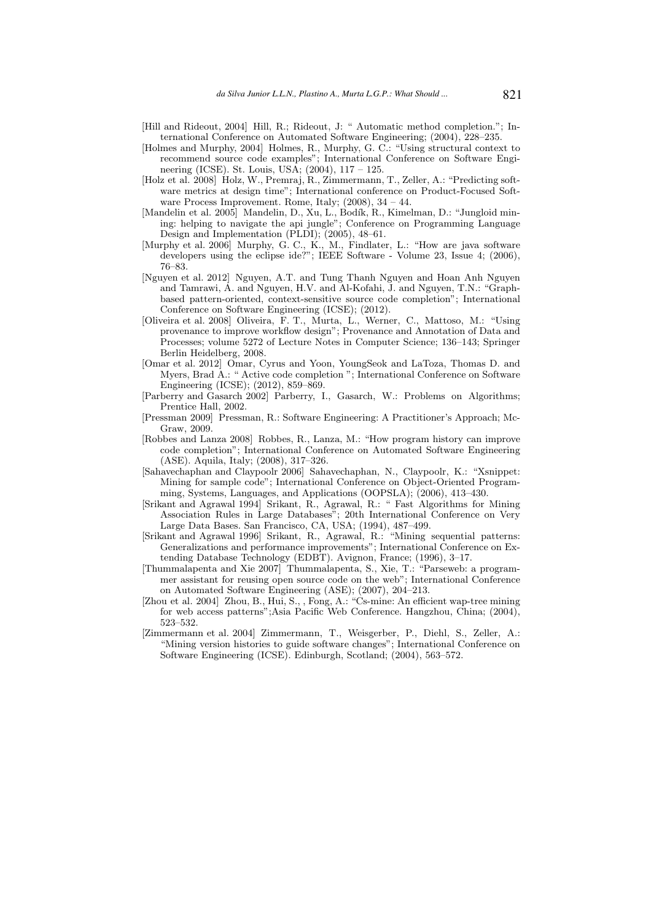[Hill and Rideout, 2004] Hill, R.; Rideout, J: " Automatic method completion."; International Conference on Automated Software Engineering; (2004), 228–235.

[Holmes and Murphy, 2004] Holmes, R., Murphy, G. C.: "Using structural context to recommend source code examples"; International Conference on Software Engineering (ICSE). St. Louis, USA; (2004), 117 – 125.

[Holz et al. 2008] Holz, W., Premraj, R., Zimmermann, T., Zeller, A.: "Predicting software metrics at design time"; International conference on Product-Focused Software Process Improvement. Rome, Italy; (2008), 34 – 44.

[Mandelin et al. 2005] Mandelin, D., Xu, L., Bodík, R., Kimelman, D.: "Jungloid mining: helping to navigate the api jungle"; Conference on Programming Language Design and Implementation (PLDI); (2005), 48–61.

[Murphy et al. 2006] Murphy, G. C., K., M., Findlater, L.: "How are java software developers using the eclipse ide?"; IEEE Software - Volume 23, Issue 4; (2006), 76–83.

[Nguyen et al. 2012] Nguyen, A.T. and Tung Thanh Nguyen and Hoan Anh Nguyen and Tamrawi, A. and Nguyen, H.V. and Al-Kofahi, J. and Nguyen, T.N.: "Graph-based pattern-oriented, context-sensitive source code completion"; International Conference on Software Engineering (ICSE); (2012).

[Oliveira et al. 2008] Oliveira, F. T., Murta, L., Werner, C., Mattoso, M.: "Using provenance to improve workflow design"; Provenance and Annotation of Data and Processes; volume 5272 of Lecture Notes in Computer Science; 136–143; Springer Berlin Heidelberg, 2008.

[Omar et al. 2012] Omar, Cyrus and Yoon, YoungSeok and LaToza, Thomas D. and Myers, Brad A.: " Active code completion "; International Conference on Software Engineering (ICSE); (2012), 859–869.

[Parberry and Gasarch 2002] Parberry, I., Gasarch, W.: Problems on Algorithms; Prentice Hall, 2002.

[Pressman 2009] Pressman, R.: Software Engineering: A Practitioner's Approach; McGraw, 2009.

[Robbes and Lanza 2008] Robbes, R., Lanza, M.: "How program history can improve code completion"; International Conference on Automated Software Engineering (ASE). Aquila, Italy; (2008), 317–326.

[Sahavechaphan and Claypoolr 2006] Sahavechaphan, N., Claypoolr, K.: "Xsnippet: Mining for sample code"; International Conference on Object-Oriented Programming, Systems, Languages, and Applications (OOPSLA); (2006), 413–430.

[Srikant and Agrawal 1994] Srikant, R., Agrawal, R.: " Fast Algorithms for Mining Association Rules in Large Databases"; 20th International Conference on Very Large Data Bases. San Francisco, CA, USA; (1994), 487–499.

[Srikant and Agrawal 1996] Srikant, R., Agrawal, R.: "Mining sequential patterns: Generalizations and performance improvements"; International Conference on Extending Database Technology (EDBT). Avignon, France; (1996), 3–17.

[Thummalapenta and Xie 2007] Thummalapenta, S., Xie, T.: "Parseweb: a programmer assistant for reusing open source code on the web"; International Conference on Automated Software Engineering (ASE); (2007), 204–213.

[Zhou et al. 2004] Zhou, B., Hui, S., , Fong, A.: "Cs-mine: An efficient wap-tree mining for web access patterns";Asia Pacific Web Conference. Hangzhou, China; (2004), 523–532.

[Zimmermann et al. 2004] Zimmermann, T., Weisgerber, P., Diehl, S., Zeller, A.: "Mining version histories to guide software changes"; International Conference on Software Engineering (ICSE). Edinburgh, Scotland; (2004), 563–572.